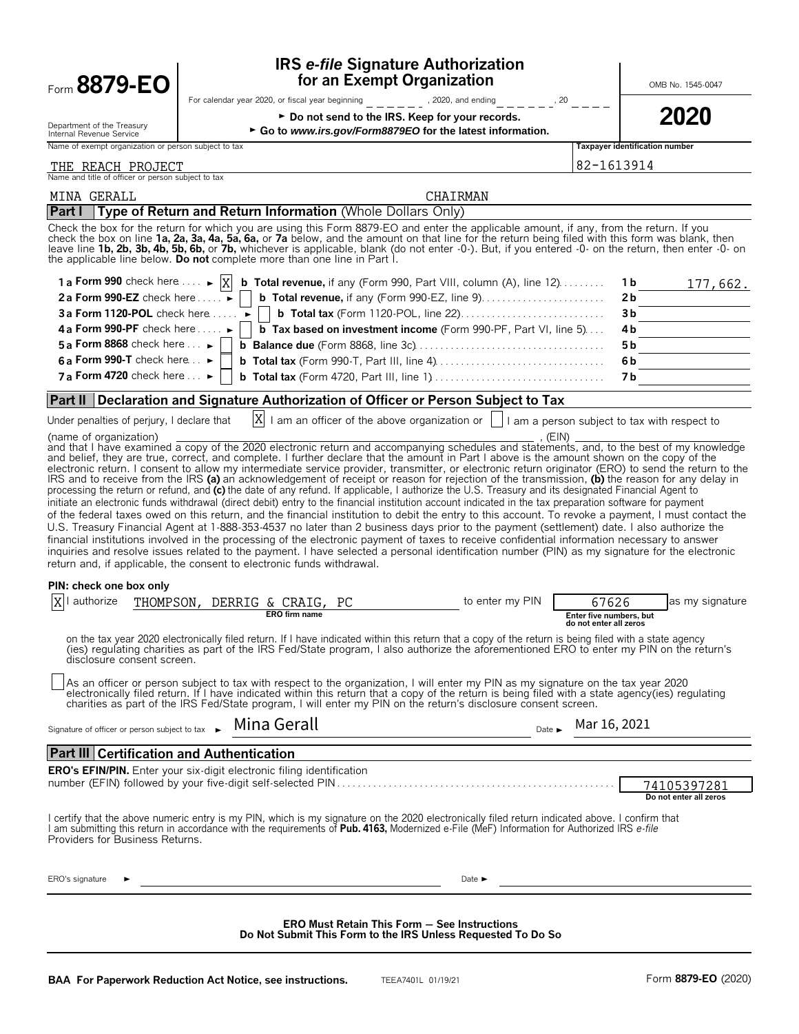Form **8879-EO**

# IRS *e-file* Signature Authorization for an Exempt Organization

For calendar year 2020, or fiscal year beginning , 2020, and ending , 20

► Do not send to the IRS. Keep for your records.

► Go to *www.irs.gov/Form8879EO* for the latest information.

OMB No. 1545-0047

**2020**

Department of the Treasury
Internal Revenue Service

Name of exempt organization or person subject to tax: THE REACH PROJECT

Taxpayer identification number: 82-1613914

Name and title of officer or person subject to tax: MINA GERALL CHAIRMAN

## Part I Type of Return and Return Information (Whole Dollars Only)

Check the box for the return for which you are using this Form 8879-EO and enter the applicable amount, if any, from the return. If you check the box on line **1a, 2a, 3a, 4a, 5a, 6a,** or **7a** below, and the amount on that line for the return being filed with this form was blank, then leave line **1b, 2b, 3b, 4b, 5b, 6b,** or **7b,** whichever is applicable, blank (do not enter -0-). But, if you entered -0- on the return, then enter -0- on the applicable line below. **Do not** complete more than one line in Part I.

| | | | |
|---|---|---|---|
| **1a Form 990** check here ► [X] | **b Total revenue,** if any (Form 990, Part VIII, column (A), line 12) | 1b | 177,662. |
| **2a Form 990-EZ** check here ► [ ] | **b Total revenue,** if any (Form 990-EZ, line 9) | 2b | |
| **3a Form 1120-POL** check here ► [ ] | **b Total tax** (Form 1120-POL, line 22) | 3b | |
| **4a Form 990-PF** check here ► [ ] | **b Tax based on investment income** (Form 990-PF, Part VI, line 5) | 4b | |
| **5a Form 8868** check here ► [ ] | **b Balance due** (Form 8868, line 3c) | 5b | |
| **6a Form 990-T** check here ► [ ] | **b Total tax** (Form 990-T, Part III, line 4) | 6b | |
| **7a Form 4720** check here ► [ ] | **b Total tax** (Form 4720, Part III, line 1) | 7b | |

## Part II Declaration and Signature Authorization of Officer or Person Subject to Tax

Under penalties of perjury, I declare that [X] I am an officer of the above organization or [ ] I am a person subject to tax with respect to (name of organization) , (EIN) and that I have examined a copy of the 2020 electronic return and accompanying schedules and statements, and, to the best of my knowledge and belief, they are true, correct, and complete. I further declare that the amount in Part I above is the amount shown on the copy of the electronic return. I consent to allow my intermediate service provider, transmitter, or electronic return originator (ERO) to send the return to the IRS and to receive from the IRS **(a)** an acknowledgement of receipt or reason for rejection of the transmission, **(b)** the reason for any delay in processing the return or refund, and **(c)** the date of any refund. If applicable, I authorize the U.S. Treasury and its designated Financial Agent to initiate an electronic funds withdrawal (direct debit) entry to the financial institution account indicated in the tax preparation software for payment of the federal taxes owed on this return, and the financial institution to debit the entry to this account. To revoke a payment, I must contact the U.S. Treasury Financial Agent at 1-888-353-4537 no later than 2 business days prior to the payment (settlement) date. I also authorize the financial institutions involved in the processing of the electronic payment of taxes to receive confidential information necessary to answer inquiries and resolve issues related to the payment. I have selected a personal identification number (PIN) as my signature for the electronic return and, if applicable, the consent to electronic funds withdrawal.

**PIN: check one box only**

[X] I authorize THOMPSON, DERRIG & CRAIG, PC (ERO firm name) to enter my PIN 67626 (Enter five numbers, but do not enter all zeros) as my signature on the tax year 2020 electronically filed return. If I have indicated within this return that a copy of the return is being filed with a state agency (ies) regulating charities as part of the IRS Fed/State program, I also authorize the aforementioned ERO to enter my PIN on the return's disclosure consent screen.

[ ] As an officer or person subject to tax with respect to the organization, I will enter my PIN as my signature on the tax year 2020 electronically filed return. If I have indicated within this return that a copy of the return is being filed with a state agency(ies) regulating charities as part of the IRS Fed/State program, I will enter my PIN on the return's disclosure consent screen.

Signature of officer or person subject to tax ► Mina Gerall  Date ► Mar 16, 2021

## Part III Certification and Authentication

**ERO's EFIN/PIN.** Enter your six-digit electronic filing identification number (EFIN) followed by your five-digit self-selected PIN: 74105397281 (Do not enter all zeros)

I certify that the above numeric entry is my PIN, which is my signature on the 2020 electronically filed return indicated above. I confirm that I am submitting this return in accordance with the requirements of **Pub. 4163,** Modernized e-File (MeF) Information for Authorized IRS *e-file* Providers for Business Returns.

ERO's signature ►  Date ►

**ERO Must Retain This Form — See Instructions**
**Do Not Submit This Form to the IRS Unless Requested To Do So**

**BAA For Paperwork Reduction Act Notice, see instructions.** TEEA7401L 01/19/21 Form **8879-EO** (2020)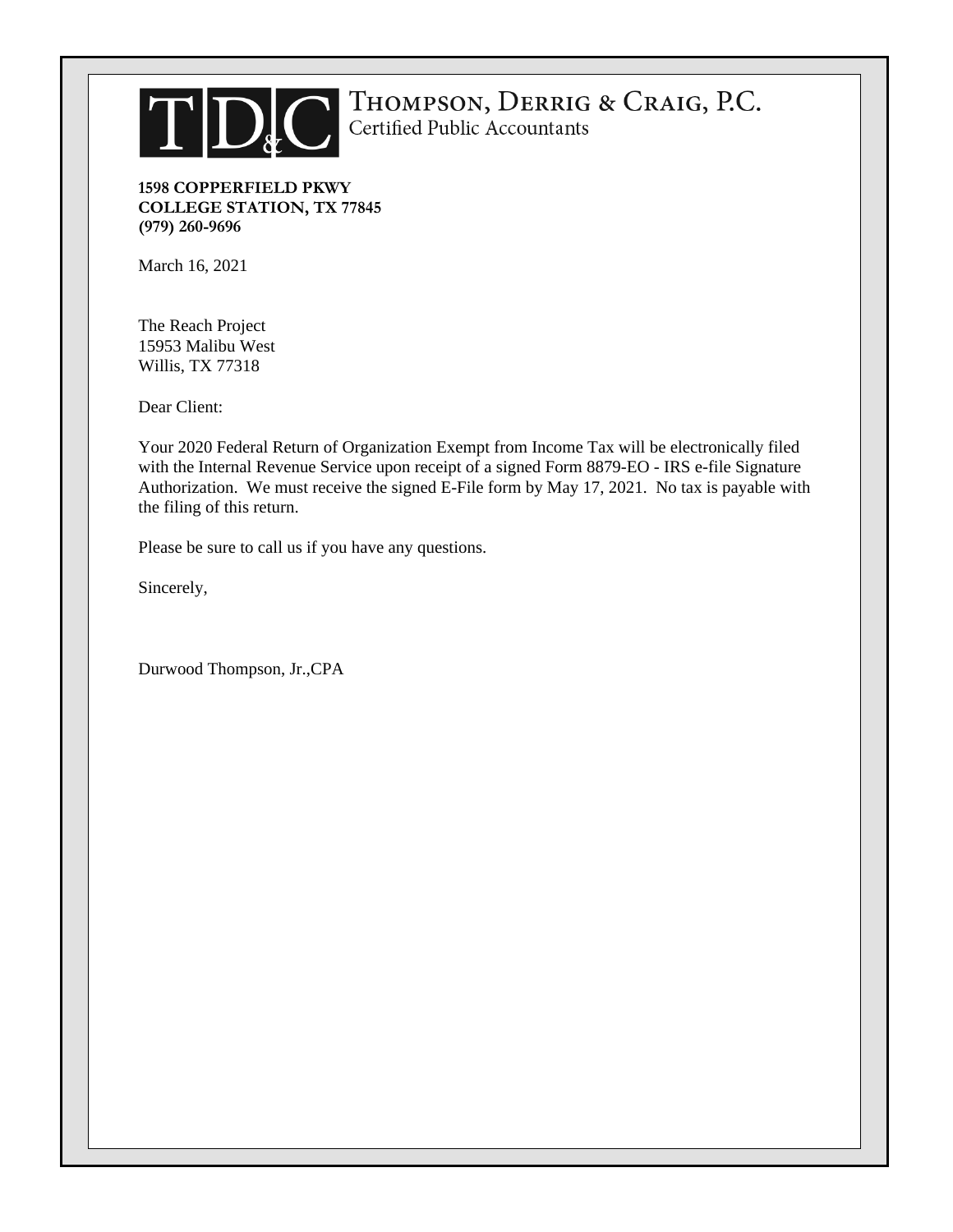**THOMPSON, DERRIG & CRAIG, P.C.**
Certified Public Accountants

**1598 COPPERFIELD PKWY**
**COLLEGE STATION, TX 77845**
**(979) 260-9696**

March 16, 2021

The Reach Project
15953 Malibu West
Willis, TX 77318

Dear Client:

Your 2020 Federal Return of Organization Exempt from Income Tax will be electronically filed with the Internal Revenue Service upon receipt of a signed Form 8879-EO - IRS e-file Signature Authorization. We must receive the signed E-File form by May 17, 2021. No tax is payable with the filing of this return.

Please be sure to call us if you have any questions.

Sincerely,

Durwood Thompson, Jr.,CPA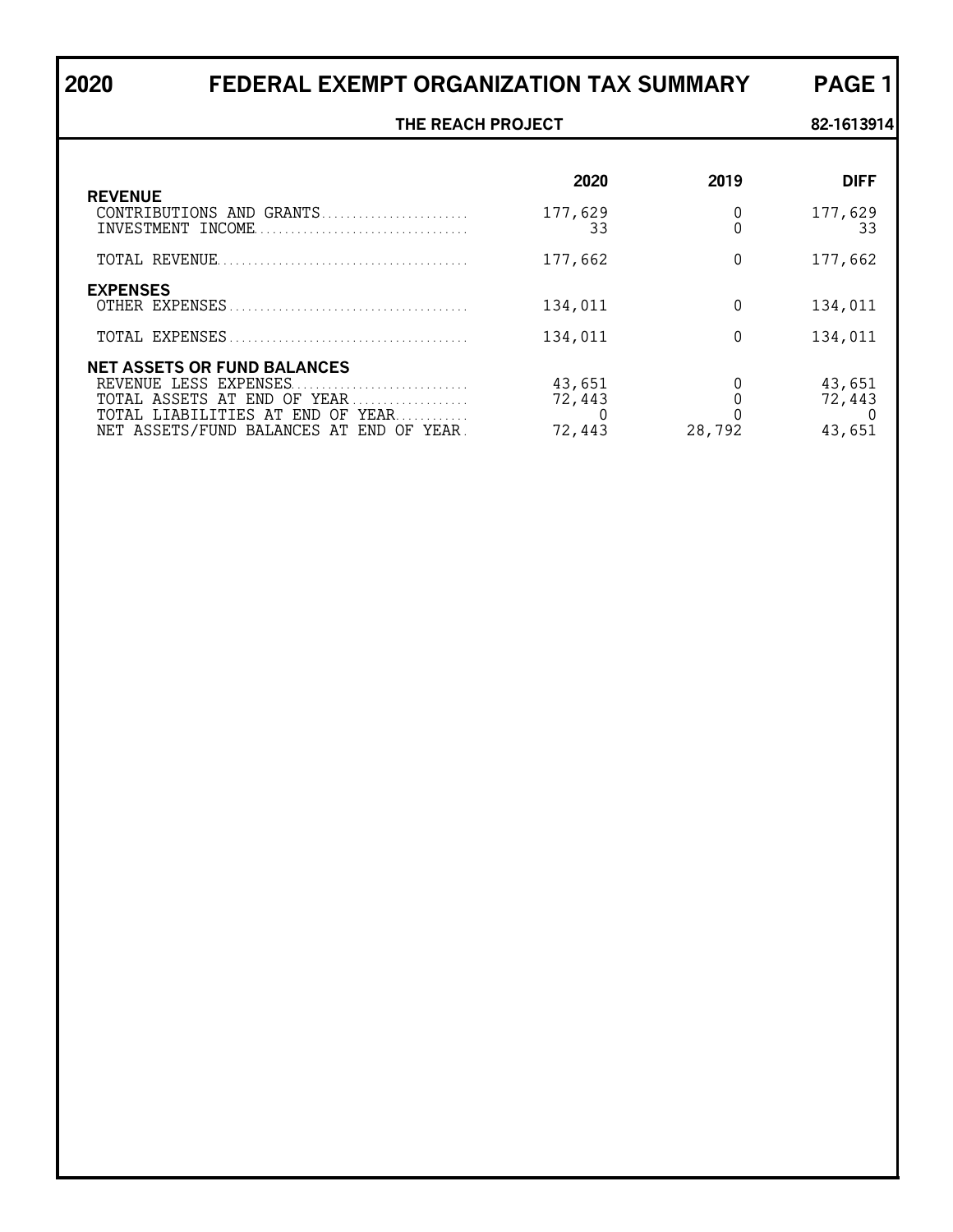# 2020 FEDERAL EXEMPT ORGANIZATION TAX SUMMARY

**THE REACH PROJECT** **82-1613914**

| | 2020 | 2019 | DIFF |
|---|---|---|---|
| **REVENUE** | | | |
| CONTRIBUTIONS AND GRANTS | 177,629 | 0 | 177,629 |
| INVESTMENT INCOME | 33 | 0 | 33 |
| TOTAL REVENUE | 177,662 | 0 | 177,662 |
| **EXPENSES** | | | |
| OTHER EXPENSES | 134,011 | 0 | 134,011 |
| TOTAL EXPENSES | 134,011 | 0 | 134,011 |
| **NET ASSETS OR FUND BALANCES** | | | |
| REVENUE LESS EXPENSES | 43,651 | 0 | 43,651 |
| TOTAL ASSETS AT END OF YEAR | 72,443 | 0 | 72,443 |
| TOTAL LIABILITIES AT END OF YEAR | 0 | 0 | 0 |
| NET ASSETS/FUND BALANCES AT END OF YEAR | 72,443 | 28,792 | 43,651 |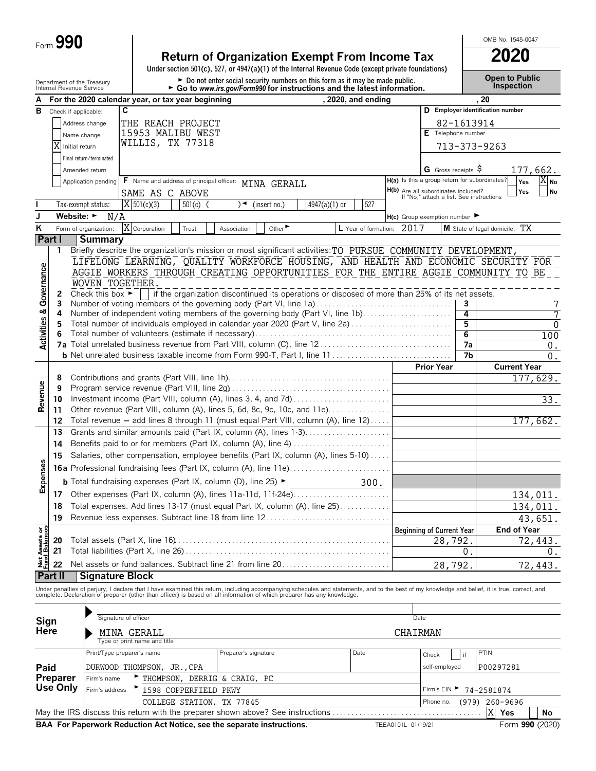Form **990**

# Return of Organization Exempt From Income Tax

**2020**

Under section 501(c), 527, or 4947(a)(1) of the Internal Revenue Code (except private foundations)

► Do not enter social security numbers on this form as it may be made public.
► Go to *www.irs.gov/Form990* for instructions and the latest information.

OMB No. 1545-0047

**Open to Public Inspection**

Department of the Treasury
Internal Revenue Service

**A** For the 2020 calendar year, or tax year beginning , 2020, and ending , 20

**B** Check if applicable:
- Address change
- Name change
- X Initial return
- Final return/terminated
- Amended return
- Application pending

**C**
THE REACH PROJECT
15953 MALIBU WEST
WILLIS, TX 77318

**D** Employer identification number: 82-1613914

**E** Telephone number: 713-373-9263

**G** Gross receipts $ 177,662.

**F** Name and address of principal officer: MINA GERALL
SAME AS C ABOVE

**H(a)** Is this a group return for subordinates? Yes X No

**H(b)** Are all subordinates included? Yes No
If "No," attach a list. See instructions

**I** Tax-exempt status: X 501(c)(3) 501(c) ( ) ◄ (insert no.) 4947(a)(1) or 527

**J** Website: ► N/A

**H(c)** Group exemption number ►

**K** Form of organization: X Corporation Trust Association Other ►

**L** Year of formation: 2017

**M** State of legal domicile: TX

## Part I Summary

**Activities & Governance**

1 Briefly describe the organization's mission or most significant activities: TO PURSUE COMMUNITY DEVELOPMENT, LIFELONG LEARNING, QUALITY WORKFORCE HOUSING, AND HEALTH AND ECONOMIC SECURITY FOR AGGIE WORKERS THROUGH CREATING OPPORTUNITIES FOR THE ENTIRE AGGIE COMMUNITY TO BE WOVEN TOGETHER.

2 Check this box ► if the organization discontinued its operations or disposed of more than 25% of its net assets.

| | | | |
|---|---|---|---|
| 3 | Number of voting members of the governing body (Part VI, line 1a) | 3 | 7 |
| 4 | Number of independent voting members of the governing body (Part VI, line 1b) | 4 | 7 |
| 5 | Total number of individuals employed in calendar year 2020 (Part V, line 2a) | 5 | 0 |
| 6 | Total number of volunteers (estimate if necessary) | 6 | 100 |
| 7a | Total unrelated business revenue from Part VIII, column (C), line 12 | 7a | 0. |
| b | Net unrelated business taxable income from Form 990-T, Part I, line 11 | 7b | 0. |

| | | | Prior Year | Current Year |
|---|---|---|---|---|
| **Revenue** | 8 | Contributions and grants (Part VIII, line 1h) | | 177,629. |
| | 9 | Program service revenue (Part VIII, line 2g) | | |
| | 10 | Investment income (Part VIII, column (A), lines 3, 4, and 7d) | | 33. |
| | 11 | Other revenue (Part VIII, column (A), lines 5, 6d, 8c, 9c, 10c, and 11e) | | |
| | 12 | Total revenue — add lines 8 through 11 (must equal Part VIII, column (A), line 12) | | 177,662. |
| **Expenses** | 13 | Grants and similar amounts paid (Part IX, column (A), lines 1-3) | | |
| | 14 | Benefits paid to or for members (Part IX, column (A), line 4) | | |
| | 15 | Salaries, other compensation, employee benefits (Part IX, column (A), lines 5-10) | | |
| | 16a | Professional fundraising fees (Part IX, column (A), line 11e) | | |
| | b | Total fundraising expenses (Part IX, column (D), line 25) ► 300. | | |
| | 17 | Other expenses (Part IX, column (A), lines 11a-11d, 11f-24e) | | 134,011. |
| | 18 | Total expenses. Add lines 13-17 (must equal Part IX, column (A), line 25) | | 134,011. |
| | 19 | Revenue less expenses. Subtract line 18 from line 12 | | 43,651. |

| | | | Beginning of Current Year | End of Year |
|---|---|---|---|---|
| **Net Assets or Fund Balances** | 20 | Total assets (Part X, line 16) | 28,792. | 72,443. |
| | 21 | Total liabilities (Part X, line 26) | 0. | 0. |
| | 22 | Net assets or fund balances. Subtract line 21 from line 20 | 28,792. | 72,443. |

## Part II Signature Block

Under penalties of perjury, I declare that I have examined this return, including accompanying schedules and statements, and to the best of my knowledge and belief, it is true, correct, and complete. Declaration of preparer (other than officer) is based on all information of which preparer has any knowledge.

**Sign Here**

Signature of officer — Date

MINA GERALL — CHAIRMAN
Type or print name and title

**Paid Preparer Use Only**

| Print/Type preparer's name | Preparer's signature | Date | Check if self-employed | PTIN |
|---|---|---|---|---|
| DURWOOD THOMPSON, JR.,CPA | | | | P00297281 |

Firm's name ► THOMPSON, DERRIG & CRAIG, PC — Firm's EIN ► 74-2581874

Firm's address ► 1598 COPPERFIELD PKWY, COLLEGE STATION, TX 77845 — Phone no. (979) 260-9696

May the IRS discuss this return with the preparer shown above? See instructions X Yes No

**BAA For Paperwork Reduction Act Notice, see the separate instructions.** TEEA0101L 01/19/21 Form **990** (2020)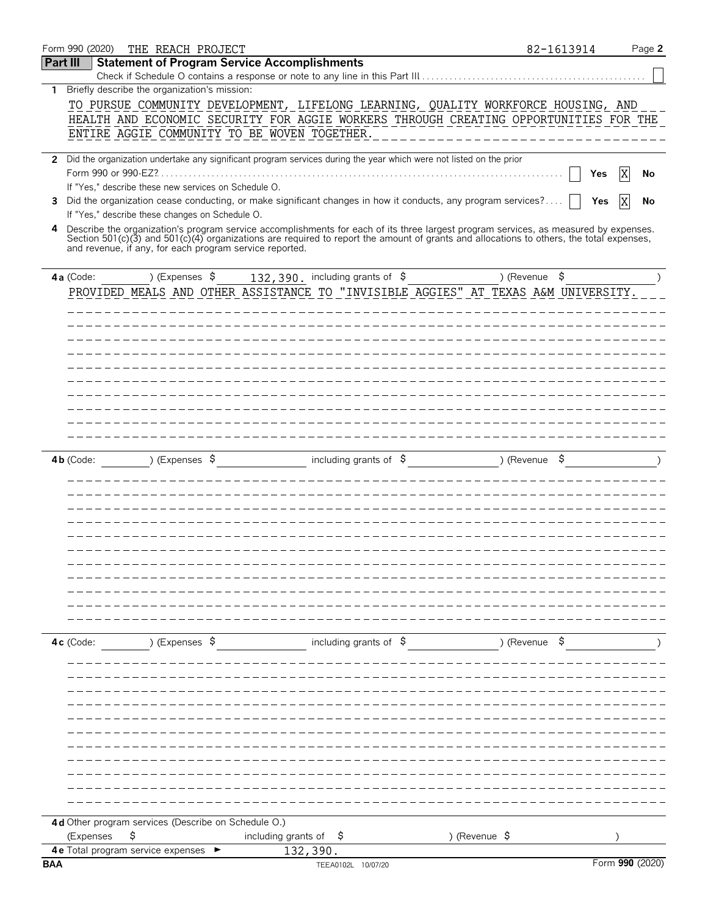Form 990 (2020) THE REACH PROJECT 82-1613914 Page **2**

## Part III Statement of Program Service Accomplishments

Check if Schedule O contains a response or note to any line in this Part III [ ]

**1** Briefly describe the organization's mission:

TO PURSUE COMMUNITY DEVELOPMENT, LIFELONG LEARNING, QUALITY WORKFORCE HOUSING, AND HEALTH AND ECONOMIC SECURITY FOR AGGIE WORKERS THROUGH CREATING OPPORTUNITIES FOR THE ENTIRE AGGIE COMMUNITY TO BE WOVEN TOGETHER.

**2** Did the organization undertake any significant program services during the year which were not listed on the prior Form 990 or 990-EZ? [ ] Yes [X] No

If "Yes," describe these new services on Schedule O.

**3** Did the organization cease conducting, or make significant changes in how it conducts, any program services? [ ] Yes [X] No

If "Yes," describe these changes on Schedule O.

**4** Describe the organization's program service accomplishments for each of its three largest program services, as measured by expenses. Section 501(c)(3) and 501(c)(4) organizations are required to report the amount of grants and allocations to others, the total expenses, and revenue, if any, for each program service reported.

**4a** (Code: ) (Expenses $ 132,390. including grants of $ ) (Revenue $ )

PROVIDED MEALS AND OTHER ASSISTANCE TO "INVISIBLE AGGIES" AT TEXAS A&M UNIVERSITY.

**4b** (Code: ) (Expenses $ including grants of $ ) (Revenue $ )

**4c** (Code: ) (Expenses $ including grants of $ ) (Revenue $ )

**4d** Other program services (Describe on Schedule O.)

(Expenses $ including grants of $ ) (Revenue $ )

**4e** Total program service expenses ► 132,390.

BAA TEEA0102L 10/07/20 Form **990** (2020)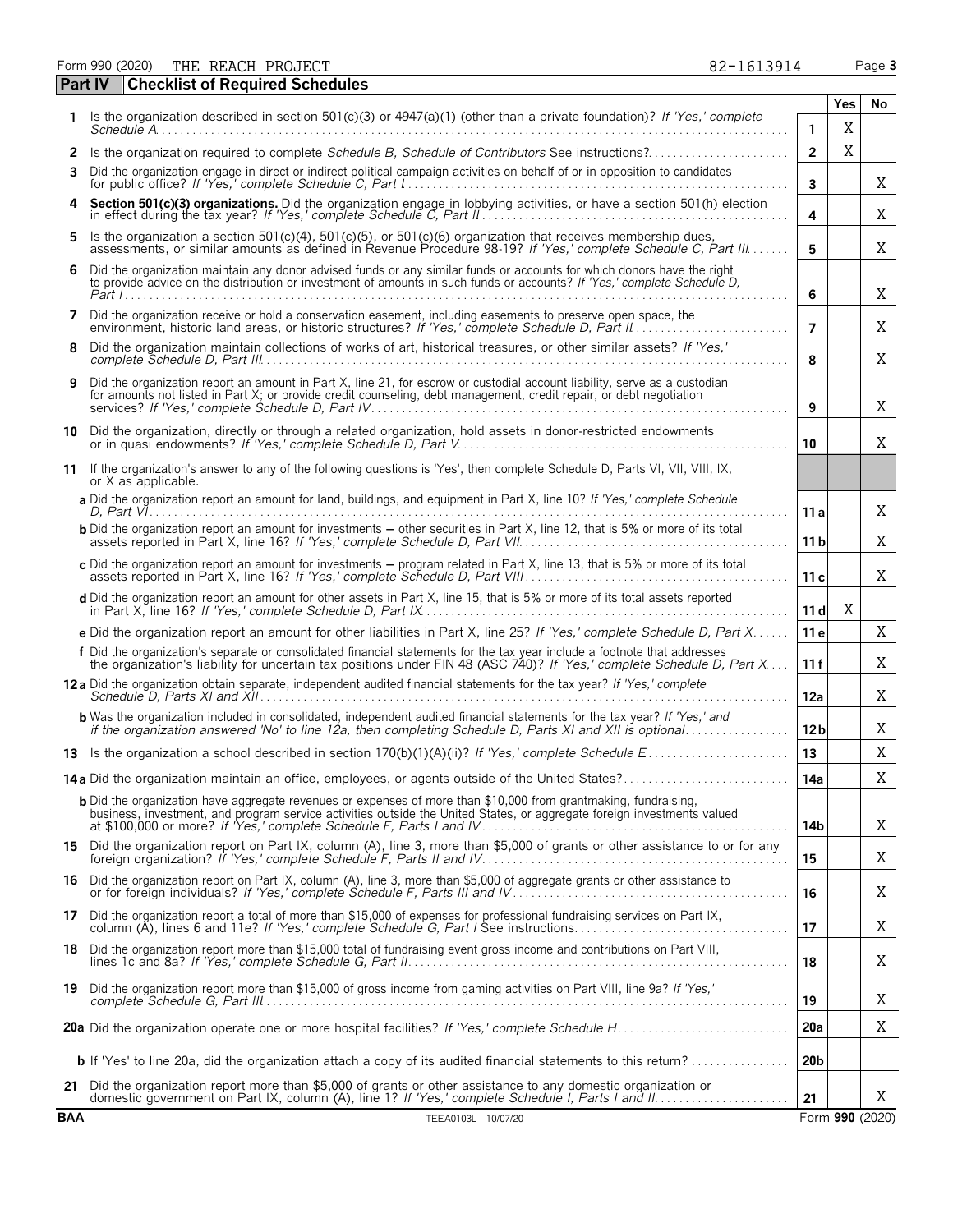Form 990 (2020) THE REACH PROJECT 82-1613914 Page 3

## Part IV Checklist of Required Schedules

| | | | Yes | No |
|---|---|---|---|---|
| 1 | Is the organization described in section 501(c)(3) or 4947(a)(1) (other than a private foundation)? *If 'Yes,' complete Schedule A* | 1 | X | |
| 2 | Is the organization required to complete *Schedule B, Schedule of Contributors* See instructions? | 2 | X | |
| 3 | Did the organization engage in direct or indirect political campaign activities on behalf of or in opposition to candidates for public office? *If 'Yes,' complete Schedule C, Part I* | 3 | | X |
| 4 | **Section 501(c)(3) organizations.** Did the organization engage in lobbying activities, or have a section 501(h) election in effect during the tax year? *If 'Yes,' complete Schedule C, Part II* | 4 | | X |
| 5 | Is the organization a section 501(c)(4), 501(c)(5), or 501(c)(6) organization that receives membership dues, assessments, or similar amounts as defined in Revenue Procedure 98-19? *If 'Yes,' complete Schedule C, Part III* | 5 | | X |
| 6 | Did the organization maintain any donor advised funds or any similar funds or accounts for which donors have the right to provide advice on the distribution or investment of amounts in such funds or accounts? *If 'Yes,' complete Schedule D, Part I* | 6 | | X |
| 7 | Did the organization receive or hold a conservation easement, including easements to preserve open space, the environment, historic land areas, or historic structures? *If 'Yes,' complete Schedule D, Part II* | 7 | | X |
| 8 | Did the organization maintain collections of works of art, historical treasures, or other similar assets? *If 'Yes,' complete Schedule D, Part III* | 8 | | X |
| 9 | Did the organization report an amount in Part X, line 21, for escrow or custodial account liability, serve as a custodian for amounts not listed in Part X; or provide credit counseling, debt management, credit repair, or debt negotiation services? *If 'Yes,' complete Schedule D, Part IV* | 9 | | X |
| 10 | Did the organization, directly or through a related organization, hold assets in donor-restricted endowments or in quasi endowments? *If 'Yes,' complete Schedule D, Part V* | 10 | | X |
| 11 | If the organization's answer to any of the following questions is 'Yes', then complete Schedule D, Parts VI, VII, VIII, IX, or X as applicable. | | | |
| | **a** Did the organization report an amount for land, buildings, and equipment in Part X, line 10? *If 'Yes,' complete Schedule D, Part VI* | 11a | | X |
| | **b** Did the organization report an amount for investments — other securities in Part X, line 12, that is 5% or more of its total assets reported in Part X, line 16? *If 'Yes,' complete Schedule D, Part VII* | 11b | | X |
| | **c** Did the organization report an amount for investments — program related in Part X, line 13, that is 5% or more of its total assets reported in Part X, line 16? *If 'Yes,' complete Schedule D, Part VIII* | 11c | | X |
| | **d** Did the organization report an amount for other assets in Part X, line 15, that is 5% or more of its total assets reported in Part X, line 16? *If 'Yes,' complete Schedule D, Part IX* | 11d | X | |
| | **e** Did the organization report an amount for other liabilities in Part X, line 25? *If 'Yes,' complete Schedule D, Part X* | 11e | | X |
| | **f** Did the organization's separate or consolidated financial statements for the tax year include a footnote that addresses the organization's liability for uncertain tax positions under FIN 48 (ASC 740)? *If 'Yes,' complete Schedule D, Part X* | 11f | | X |
| 12a | Did the organization obtain separate, independent audited financial statements for the tax year? *If 'Yes,' complete Schedule D, Parts XI and XII* | 12a | | X |
| | **b** Was the organization included in consolidated, independent audited financial statements for the tax year? *If 'Yes,' and if the organization answered 'No' to line 12a, then completing Schedule D, Parts XI and XII is optional* | 12b | | X |
| 13 | Is the organization a school described in section 170(b)(1)(A)(ii)? *If 'Yes,' complete Schedule E* | 13 | | X |
| 14a | Did the organization maintain an office, employees, or agents outside of the United States? | 14a | | X |
| | **b** Did the organization have aggregate revenues or expenses of more than $10,000 from grantmaking, fundraising, business, investment, and program service activities outside the United States, or aggregate foreign investments valued at $100,000 or more? *If 'Yes,' complete Schedule F, Parts I and IV* | 14b | | X |
| 15 | Did the organization report on Part IX, column (A), line 3, more than $5,000 of grants or other assistance to or for any foreign organization? *If 'Yes,' complete Schedule F, Parts II and IV* | 15 | | X |
| 16 | Did the organization report on Part IX, column (A), line 3, more than $5,000 of aggregate grants or other assistance to or for foreign individuals? *If 'Yes,' complete Schedule F, Parts III and IV* | 16 | | X |
| 17 | Did the organization report a total of more than $15,000 of expenses for professional fundraising services on Part IX, column (A), lines 6 and 11e? *If 'Yes,' complete Schedule G, Part I* See instructions | 17 | | X |
| 18 | Did the organization report more than $15,000 total of fundraising event gross income and contributions on Part VIII, lines 1c and 8a? *If 'Yes,' complete Schedule G, Part II* | 18 | | X |
| 19 | Did the organization report more than $15,000 of gross income from gaming activities on Part VIII, line 9a? *If 'Yes,' complete Schedule G, Part III* | 19 | | X |
| 20a | Did the organization operate one or more hospital facilities? *If 'Yes,' complete Schedule H* | 20a | | X |
| | **b** If 'Yes' to line 20a, did the organization attach a copy of its audited financial statements to this return? | 20b | | |
| 21 | Did the organization report more than $5,000 of grants or other assistance to any domestic organization or domestic government on Part IX, column (A), line 1? *If 'Yes,' complete Schedule I, Parts I and II* | 21 | | X |

BAA TEEA0103L 10/07/20 Form **990** (2020)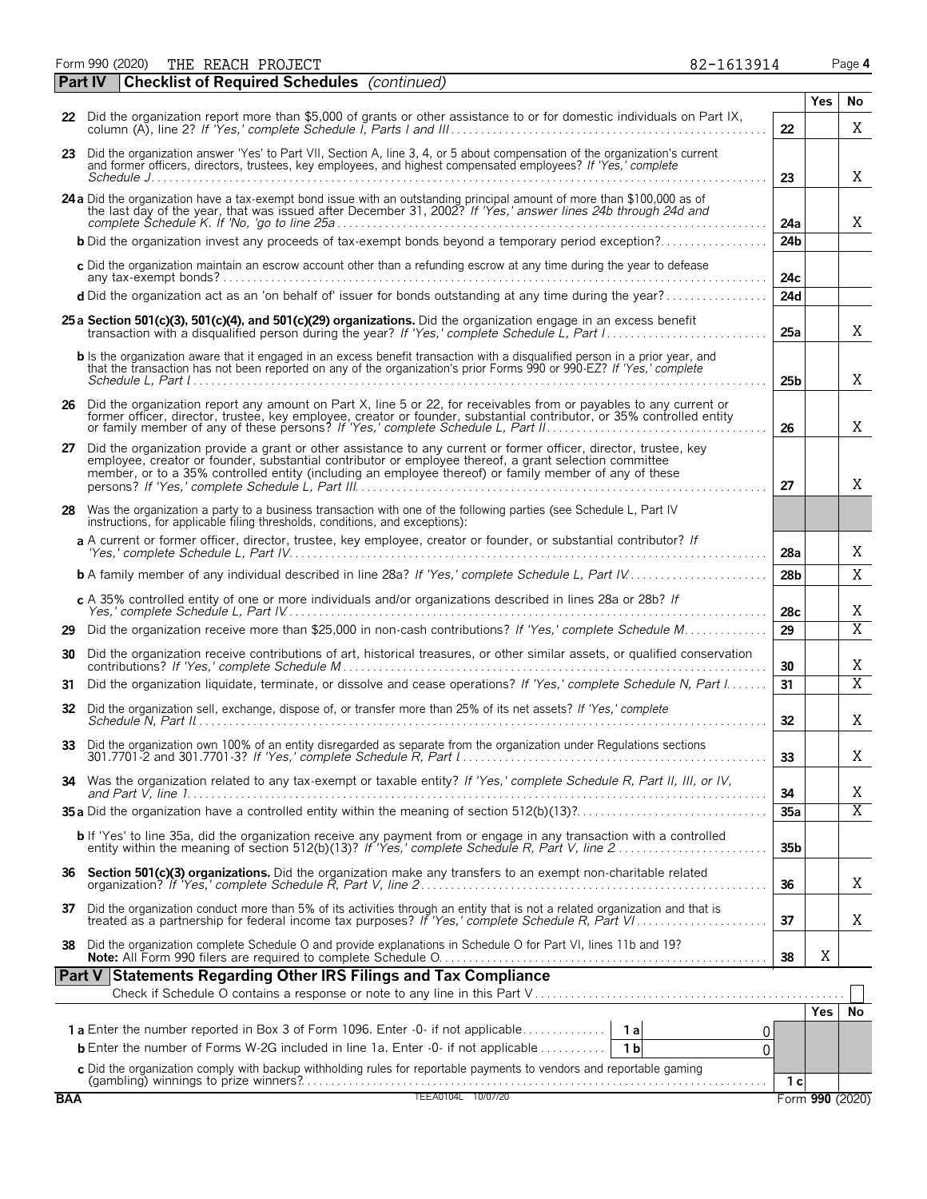Form 990 (2020) THE REACH PROJECT 82-1613914 Page 4

**Part IV Checklist of Required Schedules** *(continued)*

| | | | Yes | No |
|---|---|---|---|---|
| 22 | Did the organization report more than $5,000 of grants or other assistance to or for domestic individuals on Part IX, column (A), line 2? *If 'Yes,' complete Schedule I, Parts I and III* | 22 | | X |
| 23 | Did the organization answer 'Yes' to Part VII, Section A, line 3, 4, or 5 about compensation of the organization's current and former officers, directors, trustees, key employees, and highest compensated employees? *If 'Yes,' complete Schedule J* | 23 | | X |
| 24a | Did the organization have a tax-exempt bond issue with an outstanding principal amount of more than $100,000 as of the last day of the year, that was issued after December 31, 2002? *If 'Yes,' answer lines 24b through 24d and complete Schedule K. If 'No, go to line 25a* | 24a | | X |
| b | Did the organization invest any proceeds of tax-exempt bonds beyond a temporary period exception? | 24b | | |
| c | Did the organization maintain an escrow account other than a refunding escrow at any time during the year to defease any tax-exempt bonds? | 24c | | |
| d | Did the organization act as an 'on behalf of' issuer for bonds outstanding at any time during the year? | 24d | | |
| 25a | **Section 501(c)(3), 501(c)(4), and 501(c)(29) organizations.** Did the organization engage in an excess benefit transaction with a disqualified person during the year? *If 'Yes,' complete Schedule L, Part I* | 25a | | X |
| b | Is the organization aware that it engaged in an excess benefit transaction with a disqualified person in a prior year, and that the transaction has not been reported on any of the organization's prior Forms 990 or 990-EZ? *If 'Yes,' complete Schedule L, Part I* | 25b | | X |
| 26 | Did the organization report any amount on Part X, line 5 or 22, for receivables from or payables to any current or former officer, director, trustee, key employee, creator or founder, substantial contributor, or 35% controlled entity or family member of any of these persons? *If 'Yes,' complete Schedule L, Part II* | 26 | | X |
| 27 | Did the organization provide a grant or other assistance to any current or former officer, director, trustee, key employee, creator or founder, substantial contributor or employee thereof, a grant selection committee member, or to a 35% controlled entity (including an employee thereof) or family member of any of these persons? *If 'Yes,' complete Schedule L, Part III* | 27 | | X |
| 28 | Was the organization a party to a business transaction with one of the following parties (see Schedule L, Part IV instructions, for applicable filing thresholds, conditions, and exceptions): | | | |
| a | A current or former officer, director, trustee, key employee, creator or founder, or substantial contributor? *If 'Yes,' complete Schedule L, Part IV* | 28a | | X |
| b | A family member of any individual described in line 28a? *If 'Yes,' complete Schedule L, Part IV* | 28b | | X |
| c | A 35% controlled entity of one or more individuals and/or organizations described in lines 28a or 28b? *If Yes,' complete Schedule L, Part IV* | 28c | | X |
| 29 | Did the organization receive more than $25,000 in non-cash contributions? *If 'Yes,' complete Schedule M* | 29 | | X |
| 30 | Did the organization receive contributions of art, historical treasures, or other similar assets, or qualified conservation contributions? *If 'Yes,' complete Schedule M* | 30 | | X |
| 31 | Did the organization liquidate, terminate, or dissolve and cease operations? *If 'Yes,' complete Schedule N, Part I* | 31 | | X |
| 32 | Did the organization sell, exchange, dispose of, or transfer more than 25% of its net assets? *If 'Yes,' complete Schedule N, Part II* | 32 | | X |
| 33 | Did the organization own 100% of an entity disregarded as separate from the organization under Regulations sections 301.7701-2 and 301.7701-3? *If 'Yes,' complete Schedule R, Part I* | 33 | | X |
| 34 | Was the organization related to any tax-exempt or taxable entity? *If 'Yes,' complete Schedule R, Part II, III, or IV, and Part V, line 1* | 34 | | X |
| 35a | Did the organization have a controlled entity within the meaning of section 512(b)(13)? | 35a | | X |
| b | If 'Yes' to line 35a, did the organization receive any payment from or engage in any transaction with a controlled entity within the meaning of section 512(b)(13)? *If 'Yes,' complete Schedule R, Part V, line 2* | 35b | | |
| 36 | **Section 501(c)(3) organizations.** Did the organization make any transfers to an exempt non-charitable related organization? *If 'Yes,' complete Schedule R, Part V, line 2* | 36 | | X |
| 37 | Did the organization conduct more than 5% of its activities through an entity that is not a related organization and that is treated as a partnership for federal income tax purposes? *If 'Yes,' complete Schedule R, Part VI* | 37 | | X |
| 38 | Did the organization complete Schedule O and provide explanations in Schedule O for Part VI, lines 11b and 19? **Note:** All Form 990 filers are required to complete Schedule O. | 38 | X | |

**Part V Statements Regarding Other IRS Filings and Tax Compliance**

Check if Schedule O contains a response or note to any line in this Part V ☐

| | | | | | Yes | No |
|---|---|---|---|---|---|---|
| 1a | Enter the number reported in Box 3 of Form 1096. Enter -0- if not applicable | 1a | 0 | | | |
| b | Enter the number of Forms W-2G included in line 1a. Enter -0- if not applicable | 1b | 0 | | | |
| c | Did the organization comply with backup withholding rules for reportable payments to vendors and reportable gaming (gambling) winnings to prize winners? | | | 1c | | |

BAA TEEA0104L 10/07/20 Form 990 (2020)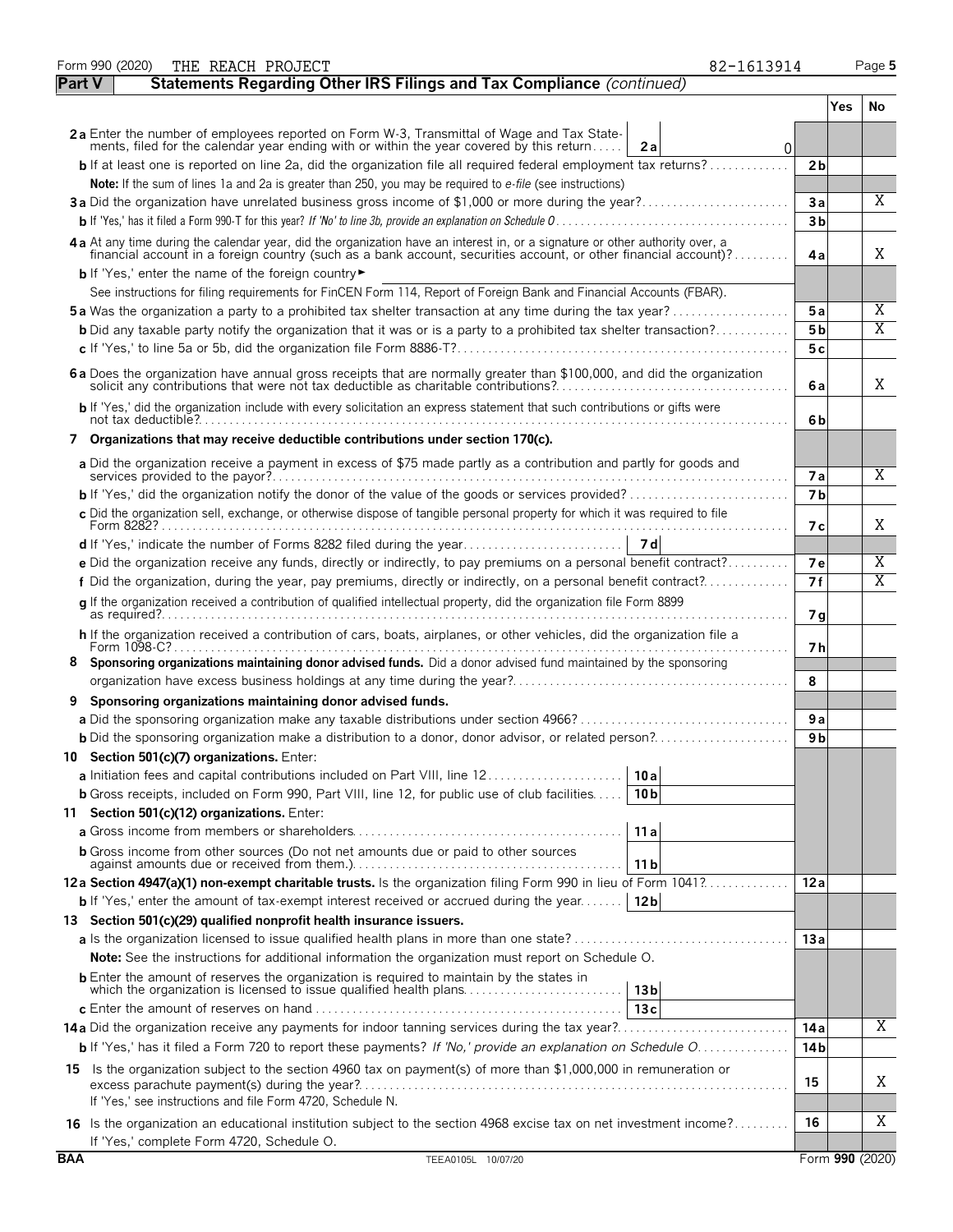Form 990 (2020) THE REACH PROJECT 82-1613914

## Part V Statements Regarding Other IRS Filings and Tax Compliance *(continued)*

| | | | Yes | No |
|---|---|---|---|---|
| **2a** | Enter the number of employees reported on Form W-3, Transmittal of Wage and Tax Statements, filed for the calendar year ending with or within the year covered by this return — **2a** 0 | | | |
| **b** | If at least one is reported on line 2a, did the organization file all required federal employment tax returns? | 2b | | |
| | **Note:** If the sum of lines 1a and 2a is greater than 250, you may be required to *e-file* (see instructions) | | | |
| **3a** | Did the organization have unrelated business gross income of $1,000 or more during the year? | 3a | | X |
| **b** | If 'Yes,' has it filed a Form 990-T for this year? *If 'No' to line 3b, provide an explanation on Schedule O* | 3b | | |
| **4a** | At any time during the calendar year, did the organization have an interest in, or a signature or other authority over, a financial account in a foreign country (such as a bank account, securities account, or other financial account)? | 4a | | X |
| **b** | If 'Yes,' enter the name of the foreign country ► | | | |
| | See instructions for filing requirements for FinCEN Form 114, Report of Foreign Bank and Financial Accounts (FBAR). | | | |
| **5a** | Was the organization a party to a prohibited tax shelter transaction at any time during the tax year? | 5a | | X |
| **b** | Did any taxable party notify the organization that it was or is a party to a prohibited tax shelter transaction? | 5b | | X |
| **c** | If 'Yes,' to line 5a or 5b, did the organization file Form 8886-T? | 5c | | |
| **6a** | Does the organization have annual gross receipts that are normally greater than $100,000, and did the organization solicit any contributions that were not tax deductible as charitable contributions? | 6a | | X |
| **b** | If 'Yes,' did the organization include with every solicitation an express statement that such contributions or gifts were not tax deductible? | 6b | | |
| **7** | **Organizations that may receive deductible contributions under section 170(c).** | | | |
| **a** | Did the organization receive a payment in excess of $75 made partly as a contribution and partly for goods and services provided to the payor? | 7a | | X |
| **b** | If 'Yes,' did the organization notify the donor of the value of the goods or services provided? | 7b | | |
| **c** | Did the organization sell, exchange, or otherwise dispose of tangible personal property for which it was required to file Form 8282? | 7c | | X |
| **d** | If 'Yes,' indicate the number of Forms 8282 filed during the year — **7d** | | | |
| **e** | Did the organization receive any funds, directly or indirectly, to pay premiums on a personal benefit contract? | 7e | | X |
| **f** | Did the organization, during the year, pay premiums, directly or indirectly, on a personal benefit contract? | 7f | | X |
| **g** | If the organization received a contribution of qualified intellectual property, did the organization file Form 8899 as required? | 7g | | |
| **h** | If the organization received a contribution of cars, boats, airplanes, or other vehicles, did the organization file a Form 1098-C? | 7h | | |
| **8** | **Sponsoring organizations maintaining donor advised funds.** Did a donor advised fund maintained by the sponsoring organization have excess business holdings at any time during the year? | 8 | | |
| **9** | **Sponsoring organizations maintaining donor advised funds.** | | | |
| **a** | Did the sponsoring organization make any taxable distributions under section 4966? | 9a | | |
| **b** | Did the sponsoring organization make a distribution to a donor, donor advisor, or related person? | 9b | | |
| **10** | **Section 501(c)(7) organizations.** Enter: | | | |
| **a** | Initiation fees and capital contributions included on Part VIII, line 12 — **10a** | | | |
| **b** | Gross receipts, included on Form 990, Part VIII, line 12, for public use of club facilities — **10b** | | | |
| **11** | **Section 501(c)(12) organizations.** Enter: | | | |
| **a** | Gross income from members or shareholders — **11a** | | | |
| **b** | Gross income from other sources (Do not net amounts due or paid to other sources against amounts due or received from them.) — **11b** | | | |
| **12a** | **Section 4947(a)(1) non-exempt charitable trusts.** Is the organization filing Form 990 in lieu of Form 1041? | 12a | | |
| **b** | If 'Yes,' enter the amount of tax-exempt interest received or accrued during the year — **12b** | | | |
| **13** | **Section 501(c)(29) qualified nonprofit health insurance issuers.** | | | |
| **a** | Is the organization licensed to issue qualified health plans in more than one state? | 13a | | |
| | **Note:** See the instructions for additional information the organization must report on Schedule O. | | | |
| **b** | Enter the amount of reserves the organization is required to maintain by the states in which the organization is licensed to issue qualified health plans — **13b** | | | |
| **c** | Enter the amount of reserves on hand — **13c** | | | |
| **14a** | Did the organization receive any payments for indoor tanning services during the tax year? | 14a | | X |
| **b** | If 'Yes,' has it filed a Form 720 to report these payments? *If 'No,' provide an explanation on Schedule O* | 14b | | |
| **15** | Is the organization subject to the section 4960 tax on payment(s) of more than $1,000,000 in remuneration or excess parachute payment(s) during the year? If 'Yes,' see instructions and file Form 4720, Schedule N. | 15 | | X |
| **16** | Is the organization an educational institution subject to the section 4968 excise tax on net investment income? If 'Yes,' complete Form 4720, Schedule O. | 16 | | X |

BAA TEEA0105L 10/07/20 Form **990** (2020)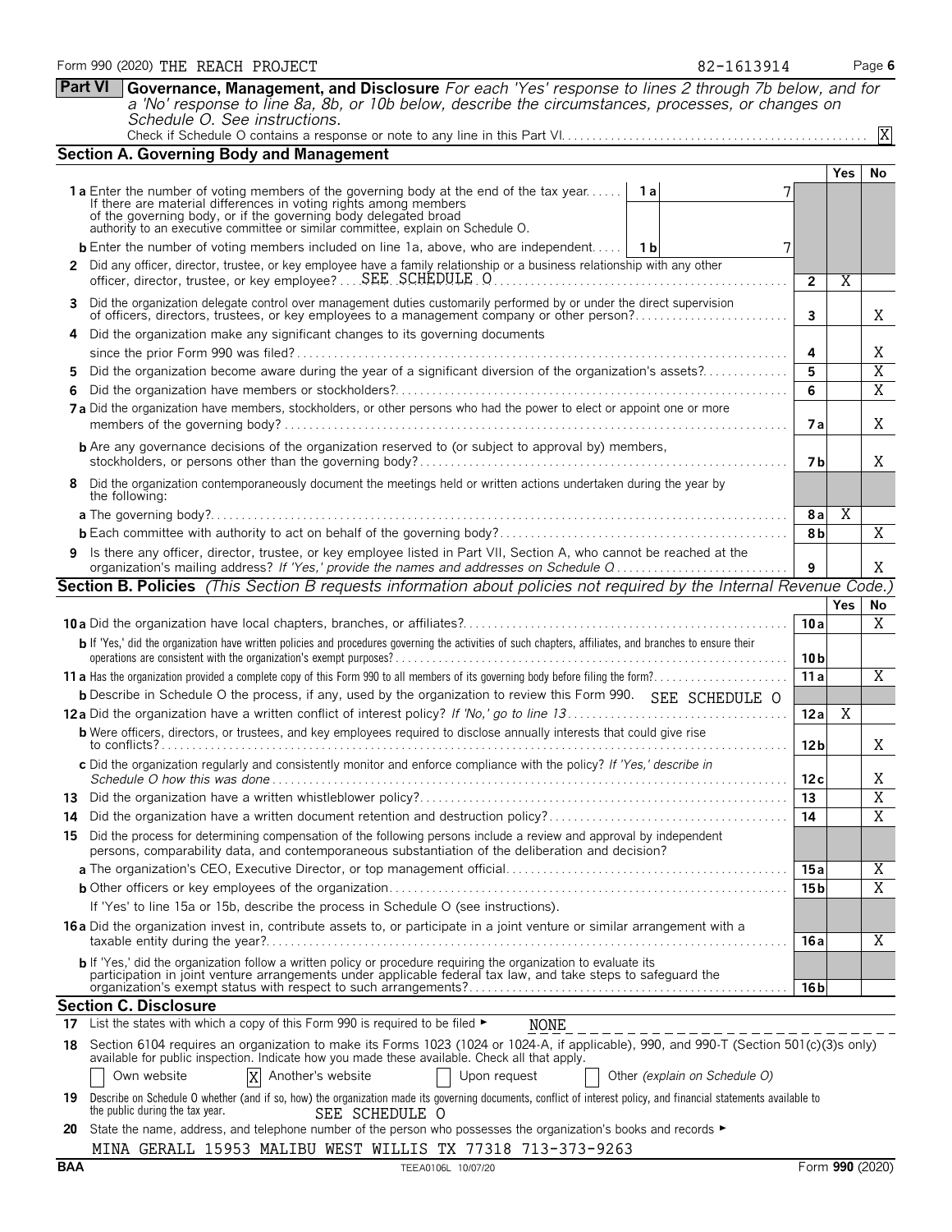Form 990 (2020) THE REACH PROJECT 82-1613914 Page 6

## Part VI Governance, Management, and Disclosure

*For each 'Yes' response to lines 2 through 7b below, and for a 'No' response to line 8a, 8b, or 10b below, describe the circumstances, processes, or changes on Schedule O. See instructions.*

Check if Schedule O contains a response or note to any line in this Part VI. [X]

### Section A. Governing Body and Management

| | | | Yes | No |
|---|---|---|---|---|
| **1a** Enter the number of voting members of the governing body at the end of the tax year. If there are material differences in voting rights among members of the governing body, or if the governing body delegated broad authority to an executive committee or similar committee, explain on Schedule O. | 1a 7 | | | |
| **b** Enter the number of voting members included on line 1a, above, who are independent. | 1b 7 | | | |
| **2** Did any officer, director, trustee, or key employee have a family relationship or a business relationship with any other officer, director, trustee, or key employee? SEE SCHEDULE O | | 2 | X | |
| **3** Did the organization delegate control over management duties customarily performed by or under the direct supervision of officers, directors, trustees, or key employees to a management company or other person? | | 3 | | X |
| **4** Did the organization make any significant changes to its governing documents since the prior Form 990 was filed? | | 4 | | X |
| **5** Did the organization become aware during the year of a significant diversion of the organization's assets? | | 5 | | X |
| **6** Did the organization have members or stockholders? | | 6 | | X |
| **7a** Did the organization have members, stockholders, or other persons who had the power to elect or appoint one or more members of the governing body? | | 7a | | X |
| **b** Are any governance decisions of the organization reserved to (or subject to approval by) members, stockholders, or persons other than the governing body? | | 7b | | X |
| **8** Did the organization contemporaneously document the meetings held or written actions undertaken during the year by the following: | | | | |
| **a** The governing body? | | 8a | X | |
| **b** Each committee with authority to act on behalf of the governing body? | | 8b | | X |
| **9** Is there any officer, director, trustee, or key employee listed in Part VII, Section A, who cannot be reached at the organization's mailing address? *If 'Yes,' provide the names and addresses on Schedule O* | | 9 | | X |

### Section B. Policies *(This Section B requests information about policies not required by the Internal Revenue Code.)*

| | | Yes | No |
|---|---|---|---|
| **10a** Did the organization have local chapters, branches, or affiliates? | 10a | | X |
| **b** If 'Yes,' did the organization have written policies and procedures governing the activities of such chapters, affiliates, and branches to ensure their operations are consistent with the organization's exempt purposes? | 10b | | |
| **11a** Has the organization provided a complete copy of this Form 990 to all members of its governing body before filing the form? | 11a | | X |
| **b** Describe in Schedule O the process, if any, used by the organization to review this Form 990. SEE SCHEDULE O | | | |
| **12a** Did the organization have a written conflict of interest policy? *If 'No,' go to line 13* | 12a | X | |
| **b** Were officers, directors, or trustees, and key employees required to disclose annually interests that could give rise to conflicts? | 12b | | X |
| **c** Did the organization regularly and consistently monitor and enforce compliance with the policy? *If 'Yes,' describe in Schedule O how this was done* | 12c | | X |
| **13** Did the organization have a written whistleblower policy? | 13 | | X |
| **14** Did the organization have a written document retention and destruction policy? | 14 | | X |
| **15** Did the process for determining compensation of the following persons include a review and approval by independent persons, comparability data, and contemporaneous substantiation of the deliberation and decision? | | | |
| **a** The organization's CEO, Executive Director, or top management official | 15a | | X |
| **b** Other officers or key employees of the organization | 15b | | X |
| If 'Yes' to line 15a or 15b, describe the process in Schedule O (see instructions). | | | |
| **16a** Did the organization invest in, contribute assets to, or participate in a joint venture or similar arrangement with a taxable entity during the year? | 16a | | X |
| **b** If 'Yes,' did the organization follow a written policy or procedure requiring the organization to evaluate its participation in joint venture arrangements under applicable federal tax law, and take steps to safeguard the organization's exempt status with respect to such arrangements? | 16b | | |

### Section C. Disclosure

**17** List the states with which a copy of this Form 990 is required to be filed ► NONE

**18** Section 6104 requires an organization to make its Forms 1023 (1024 or 1024-A, if applicable), 990, and 990-T (Section 501(c)(3)s only) available for public inspection. Indicate how you made these available. Check all that apply.

[ ] Own website [X] Another's website [ ] Upon request [ ] Other *(explain on Schedule O)*

**19** Describe on Schedule O whether (and if so, how) the organization made its governing documents, conflict of interest policy, and financial statements available to the public during the tax year. SEE SCHEDULE O

**20** State the name, address, and telephone number of the person who possesses the organization's books and records ►

MINA GERALL 15953 MALIBU WEST WILLIS TX 77318 713-373-9263

BAA TEEA0106L 10/07/20 Form **990** (2020)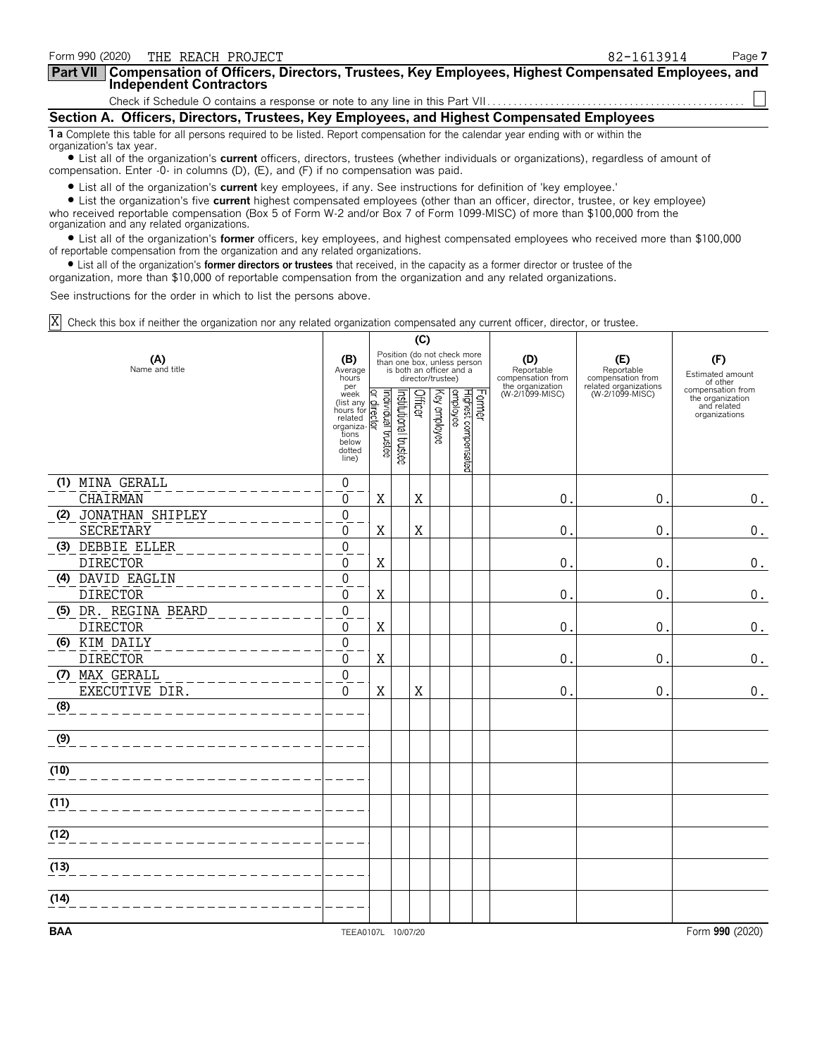Form 990 (2020) THE REACH PROJECT 82-1613914

## Part VII Compensation of Officers, Directors, Trustees, Key Employees, Highest Compensated Employees, and Independent Contractors

Check if Schedule O contains a response or note to any line in this Part VII ☐

### Section A. Officers, Directors, Trustees, Key Employees, and Highest Compensated Employees

**1 a** Complete this table for all persons required to be listed. Report compensation for the calendar year ending with or within the organization's tax year.

- List all of the organization's **current** officers, directors, trustees (whether individuals or organizations), regardless of amount of compensation. Enter -0- in columns (D), (E), and (F) if no compensation was paid.
- List all of the organization's **current** key employees, if any. See instructions for definition of 'key employee.'
- List the organization's five **current** highest compensated employees (other than an officer, director, trustee, or key employee) who received reportable compensation (Box 5 of Form W-2 and/or Box 7 of Form 1099-MISC) of more than $100,000 from the organization and any related organizations.
- List all of the organization's **former** officers, key employees, and highest compensated employees who received more than $100,000 of reportable compensation from the organization and any related organizations.
- List all of the organization's **former directors or trustees** that received, in the capacity as a former director or trustee of the organization, more than $10,000 of reportable compensation from the organization and any related organizations.

See instructions for the order in which to list the persons above.

☒ Check this box if neither the organization nor any related organization compensated any current officer, director, or trustee.

| (A) Name and title | (B) Average hours per week (list any hours for related organizations below dotted line) | (C) Individual trustee or director | Institutional trustee | Officer | Key employee | Highest compensated employee | Former | (D) Reportable compensation from the organization (W-2/1099-MISC) | (E) Reportable compensation from related organizations (W-2/1099-MISC) | (F) Estimated amount of other compensation from the organization and related organizations |
|---|---|---|---|---|---|---|---|---|---|---|
| (1) MINA GERALL<br>CHAIRMAN | 0<br>0 | X | | X | | | | 0. | 0. | 0. |
| (2) JONATHAN SHIPLEY<br>SECRETARY | 0<br>0 | X | | X | | | | 0. | 0. | 0. |
| (3) DEBBIE ELLER<br>DIRECTOR | 0<br>0 | X | | | | | | 0. | 0. | 0. |
| (4) DAVID EAGLIN<br>DIRECTOR | 0<br>0 | X | | | | | | 0. | 0. | 0. |
| (5) DR. REGINA BEARD<br>DIRECTOR | 0<br>0 | X | | | | | | 0. | 0. | 0. |
| (6) KIM DAILY<br>DIRECTOR | 0<br>0 | X | | | | | | 0. | 0. | 0. |
| (7) MAX GERALL<br>EXECUTIVE DIR. | 0<br>0 | X | | X | | | | 0. | 0. | 0. |
| (8) | | | | | | | | | | |
| (9) | | | | | | | | | | |
| (10) | | | | | | | | | | |
| (11) | | | | | | | | | | |
| (12) | | | | | | | | | | |
| (13) | | | | | | | | | | |
| (14) | | | | | | | | | | |

BAA TEEA0107L 10/07/20 Form 990 (2020)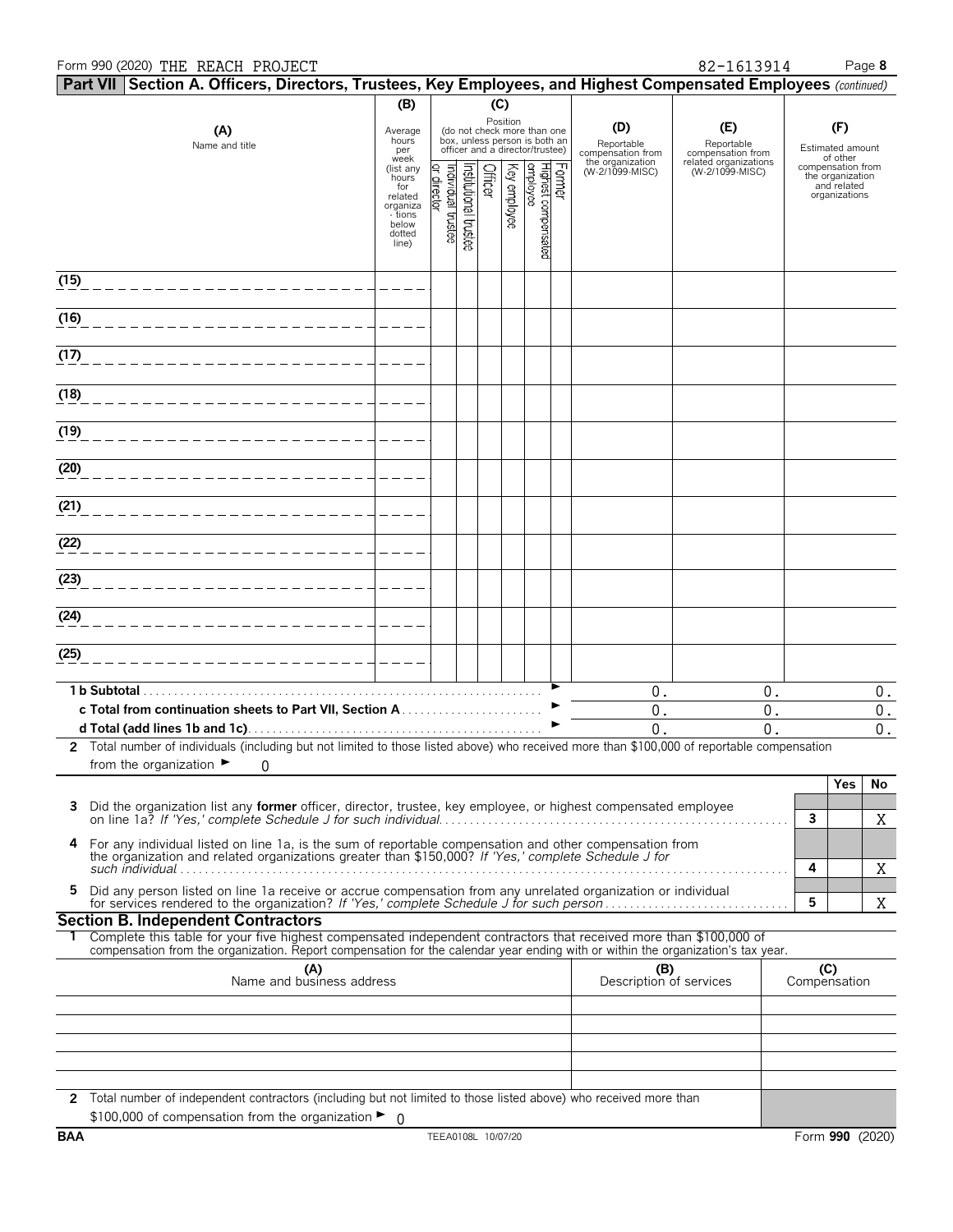Form 990 (2020) THE REACH PROJECT 82-1613914 Page **8**

## Part VII Section A. Officers, Directors, Trustees, Key Employees, and Highest Compensated Employees *(continued)*

| (A) Name and title | (B) Average hours per week (list any hours for related organizations below dotted line) | (C) Position (do not check more than one box, unless person is both an officer and a director/trustee): Individual trustee or director | Institutional trustee | Officer | Key employee | Highest compensated employee | Former | (D) Reportable compensation from the organization (W-2/1099-MISC) | (E) Reportable compensation from related organizations (W-2/1099-MISC) | (F) Estimated amount of other compensation from the organization and related organizations |
|---|---|---|---|---|---|---|---|---|---|---|
| (15) | | | | | | | | | | |
| (16) | | | | | | | | | | |
| (17) | | | | | | | | | | |
| (18) | | | | | | | | | | |
| (19) | | | | | | | | | | |
| (20) | | | | | | | | | | |
| (21) | | | | | | | | | | |
| (22) | | | | | | | | | | |
| (23) | | | | | | | | | | |
| (24) | | | | | | | | | | |
| (25) | | | | | | | | | | |
| **1 b Subtotal** ► | | | | | | | | 0. | 0. | 0. |
| **c Total from continuation sheets to Part VII, Section A** ► | | | | | | | | 0. | 0. | 0. |
| **d Total (add lines 1b and 1c)** ► | | | | | | | | 0. | 0. | 0. |

**2** Total number of individuals (including but not limited to those listed above) who received more than $100,000 of reportable compensation from the organization ► 0

| | | Yes | No |
|---|---|---|---|
| **3** Did the organization list any **former** officer, director, trustee, key employee, or highest compensated employee on line 1a? *If 'Yes,' complete Schedule J for such individual* | 3 | | X |
| **4** For any individual listed on line 1a, is the sum of reportable compensation and other compensation from the organization and related organizations greater than $150,000? *If 'Yes,' complete Schedule J for such individual* | 4 | | X |
| **5** Did any person listed on line 1a receive or accrue compensation from any unrelated organization or individual for services rendered to the organization? *If 'Yes,' complete Schedule J for such person* | 5 | | X |

### Section B. Independent Contractors

**1** Complete this table for your five highest compensated independent contractors that received more than $100,000 of compensation from the organization. Report compensation for the calendar year ending with or within the organization's tax year.

| (A) Name and business address | (B) Description of services | (C) Compensation |
|---|---|---|
| | | |
| | | |
| | | |
| | | |
| | | |

**2** Total number of independent contractors (including but not limited to those listed above) who received more than $100,000 of compensation from the organization ► 0

BAA TEEA0108L 10/07/20 Form **990** (2020)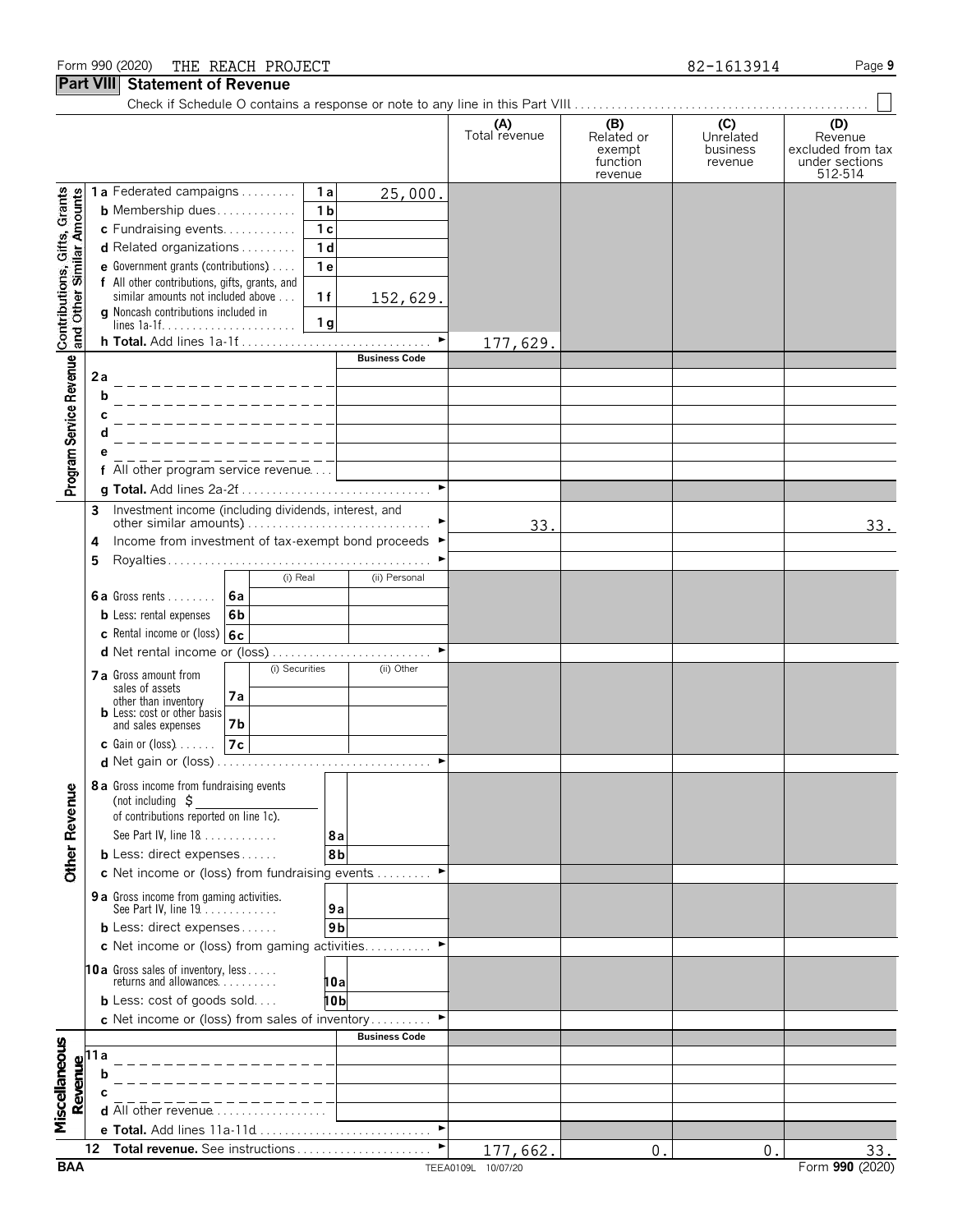Form 990 (2020) THE REACH PROJECT 82-1613914 Page **9**

## Part VIII Statement of Revenue

Check if Schedule O contains a response or note to any line in this Part VIII ☐

| | | | (A) Total revenue | (B) Related or exempt function revenue | (C) Unrelated business revenue | (D) Revenue excluded from tax under sections 512-514 |
|---|---|---|---|---|---|---|
| **Contributions, Gifts, Grants and Other Similar Amounts** | | | | | | |
| 1a Federated campaigns | 1a | 25,000. | | | | |
| b Membership dues | 1b | | | | | |
| c Fundraising events | 1c | | | | | |
| d Related organizations | 1d | | | | | |
| e Government grants (contributions) | 1e | | | | | |
| f All other contributions, gifts, grants, and similar amounts not included above | 1f | 152,629. | | | | |
| g Noncash contributions included in lines 1a-1f | 1g | | | | | |
| h **Total.** Add lines 1a-1f | | | 177,629. | | | |
| **Program Service Revenue** | | Business Code | | | | |
| 2a | | | | | | |
| b | | | | | | |
| c | | | | | | |
| d | | | | | | |
| e | | | | | | |
| f All other program service revenue | | | | | | |
| g **Total.** Add lines 2a-2f | | | | | | |
| **Other Revenue** | | | | | | |
| 3 Investment income (including dividends, interest, and other similar amounts) | | | 33. | | | 33. |
| 4 Income from investment of tax-exempt bond proceeds | | | | | | |
| 5 Royalties | | | | | | |
| | | (i) Real / (ii) Personal | | | | |
| 6a Gross rents | 6a | | | | | |
| b Less: rental expenses | 6b | | | | | |
| c Rental income or (loss) | 6c | | | | | |
| d Net rental income or (loss) | | | | | | |
| | | (i) Securities / (ii) Other | | | | |
| 7a Gross amount from sales of assets other than inventory | 7a | | | | | |
| b Less: cost or other basis and sales expenses | 7b | | | | | |
| c Gain or (loss) | 7c | | | | | |
| d Net gain or (loss) | | | | | | |
| 8a Gross income from fundraising events (not including $ ______ of contributions reported on line 1c). See Part IV, line 18 | 8a | | | | | |
| b Less: direct expenses | 8b | | | | | |
| c Net income or (loss) from fundraising events | | | | | | |
| 9a Gross income from gaming activities. See Part IV, line 19 | 9a | | | | | |
| b Less: direct expenses | 9b | | | | | |
| c Net income or (loss) from gaming activities | | | | | | |
| 10a Gross sales of inventory, less returns and allowances | 10a | | | | | |
| b Less: cost of goods sold | 10b | | | | | |
| c Net income or (loss) from sales of inventory | | | | | | |
| **Miscellaneous Revenue** | | Business Code | | | | |
| 11a | | | | | | |
| b | | | | | | |
| c | | | | | | |
| d All other revenue | | | | | | |
| e **Total.** Add lines 11a-11d | | | | | | |
| 12 **Total revenue.** See instructions | | | 177,662. | 0. | 0. | 33. |

BAA TEEA0109L 10/07/20 Form **990** (2020)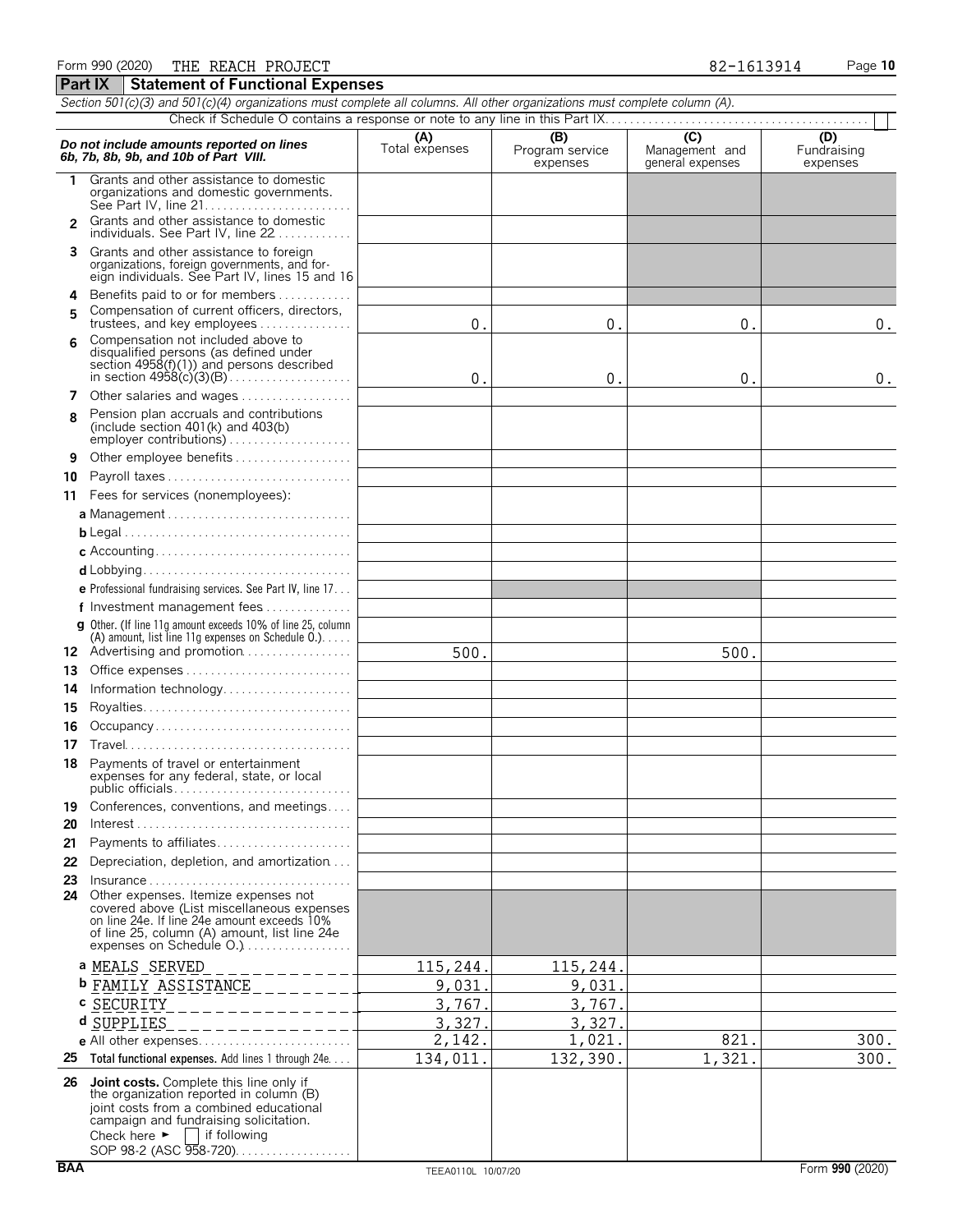Form 990 (2020) THE REACH PROJECT 82-1613914

## Part IX Statement of Functional Expenses

*Section 501(c)(3) and 501(c)(4) organizations must complete all columns. All other organizations must complete column (A).*

Check if Schedule O contains a response or note to any line in this Part IX

| *Do not include amounts reported on lines 6b, 7b, 8b, 9b, and 10b of Part VIII.* | (A) Total expenses | (B) Program service expenses | (C) Management and general expenses | (D) Fundraising expenses |
|---|---|---|---|---|
| 1 Grants and other assistance to domestic organizations and domestic governments. See Part IV, line 21 | | | | |
| 2 Grants and other assistance to domestic individuals. See Part IV, line 22 | | | | |
| 3 Grants and other assistance to foreign organizations, foreign governments, and foreign individuals. See Part IV, lines 15 and 16 | | | | |
| 4 Benefits paid to or for members | | | | |
| 5 Compensation of current officers, directors, trustees, and key employees | 0. | 0. | 0. | 0. |
| 6 Compensation not included above to disqualified persons (as defined under section 4958(f)(1)) and persons described in section 4958(c)(3)(B) | 0. | 0. | 0. | 0. |
| 7 Other salaries and wages | | | | |
| 8 Pension plan accruals and contributions (include section 401(k) and 403(b) employer contributions) | | | | |
| 9 Other employee benefits | | | | |
| 10 Payroll taxes | | | | |
| 11 Fees for services (nonemployees): | | | | |
| a Management | | | | |
| b Legal | | | | |
| c Accounting | | | | |
| d Lobbying | | | | |
| e Professional fundraising services. See Part IV, line 17 | | | | |
| f Investment management fees | | | | |
| g Other. (If line 11g amount exceeds 10% of line 25, column (A) amount, list line 11g expenses on Schedule O.) | | | | |
| 12 Advertising and promotion | 500. | | 500. | |
| 13 Office expenses | | | | |
| 14 Information technology | | | | |
| 15 Royalties | | | | |
| 16 Occupancy | | | | |
| 17 Travel | | | | |
| 18 Payments of travel or entertainment expenses for any federal, state, or local public officials | | | | |
| 19 Conferences, conventions, and meetings | | | | |
| 20 Interest | | | | |
| 21 Payments to affiliates | | | | |
| 22 Depreciation, depletion, and amortization | | | | |
| 23 Insurance | | | | |
| 24 Other expenses. Itemize expenses not covered above (List miscellaneous expenses on line 24e. If line 24e amount exceeds 10% of line 25, column (A) amount, list line 24e expenses on Schedule O.) | | | | |
| a MEALS SERVED | 115,244. | 115,244. | | |
| b FAMILY ASSISTANCE | 9,031. | 9,031. | | |
| c SECURITY | 3,767. | 3,767. | | |
| d SUPPLIES | 3,327. | 3,327. | | |
| e All other expenses | 2,142. | 1,021. | 821. | 300. |
| 25 **Total functional expenses.** Add lines 1 through 24e | 134,011. | 132,390. | 1,321. | 300. |
| 26 **Joint costs.** Complete this line only if the organization reported in column (B) joint costs from a combined educational campaign and fundraising solicitation. Check here ► ☐ if following SOP 98-2 (ASC 958-720) | | | | |

BAA TEEA0110L 10/07/20 Form **990** (2020)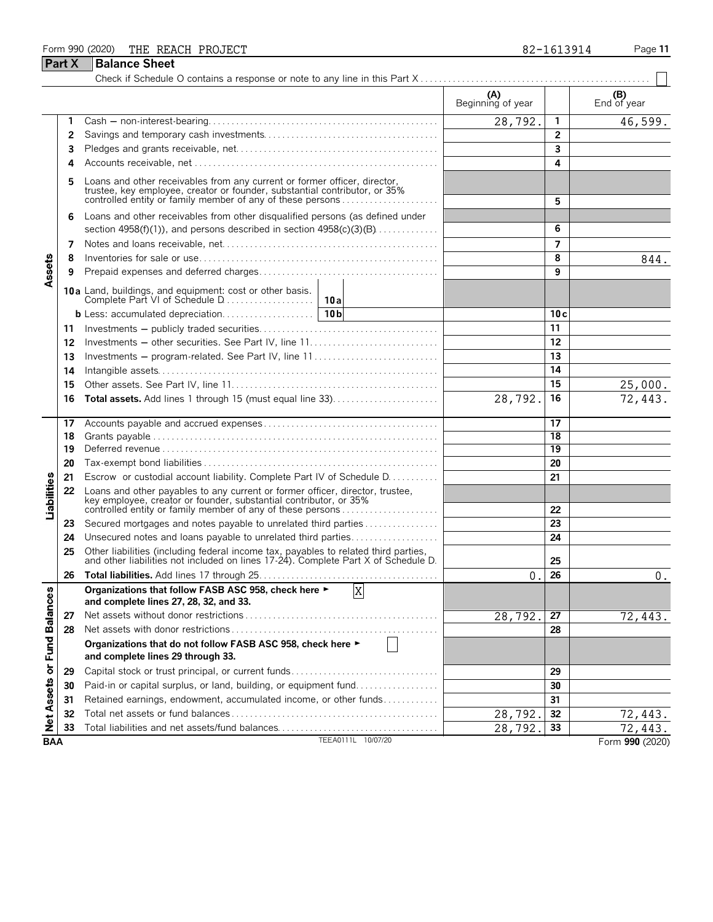Form 990 (2020) THE REACH PROJECT 82-1613914

## Part X Balance Sheet

Check if Schedule O contains a response or note to any line in this Part X ☐

| | | | (A) Beginning of year | | (B) End of year |
|---|---|---|---|---|---|
| **Assets** | 1 | Cash — non-interest-bearing | 28,792. | 1 | 46,599. |
| | 2 | Savings and temporary cash investments | | 2 | |
| | 3 | Pledges and grants receivable, net | | 3 | |
| | 4 | Accounts receivable, net | | 4 | |
| | 5 | Loans and other receivables from any current or former officer, director, trustee, key employee, creator or founder, substantial contributor, or 35% controlled entity or family member of any of these persons | | 5 | |
| | 6 | Loans and other receivables from other disqualified persons (as defined under section 4958(f)(1)), and persons described in section 4958(c)(3)(B) | | 6 | |
| | 7 | Notes and loans receivable, net | | 7 | |
| | 8 | Inventories for sale or use | | 8 | 844. |
| | 9 | Prepaid expenses and deferred charges | | 9 | |
| | 10a | Land, buildings, and equipment: cost or other basis. Complete Part VI of Schedule D — 10a | | | |
| | b | Less: accumulated depreciation — 10b | | 10c | |
| | 11 | Investments — publicly traded securities | | 11 | |
| | 12 | Investments — other securities. See Part IV, line 11 | | 12 | |
| | 13 | Investments — program-related. See Part IV, line 11 | | 13 | |
| | 14 | Intangible assets | | 14 | |
| | 15 | Other assets. See Part IV, line 11 | | 15 | 25,000. |
| | 16 | **Total assets.** Add lines 1 through 15 (must equal line 33) | 28,792. | 16 | 72,443. |
| **Liabilities** | 17 | Accounts payable and accrued expenses | | 17 | |
| | 18 | Grants payable | | 18 | |
| | 19 | Deferred revenue | | 19 | |
| | 20 | Tax-exempt bond liabilities | | 20 | |
| | 21 | Escrow or custodial account liability. Complete Part IV of Schedule D | | 21 | |
| | 22 | Loans and other payables to any current or former officer, director, trustee, key employee, creator or founder, substantial contributor, or 35% controlled entity or family member of any of these persons | | 22 | |
| | 23 | Secured mortgages and notes payable to unrelated third parties | | 23 | |
| | 24 | Unsecured notes and loans payable to unrelated third parties | | 24 | |
| | 25 | Other liabilities (including federal income tax, payables to related third parties, and other liabilities not included on lines 17-24). Complete Part X of Schedule D | | 25 | |
| | 26 | **Total liabilities.** Add lines 17 through 25 | 0. | 26 | 0. |
| **Net Assets or Fund Balances** | | **Organizations that follow FASB ASC 958, check here ► [X] and complete lines 27, 28, 32, and 33.** | | | |
| | 27 | Net assets without donor restrictions | 28,792. | 27 | 72,443. |
| | 28 | Net assets with donor restrictions | | 28 | |
| | | **Organizations that do not follow FASB ASC 958, check here ► [ ] and complete lines 29 through 33.** | | | |
| | 29 | Capital stock or trust principal, or current funds | | 29 | |
| | 30 | Paid-in or capital surplus, or land, building, or equipment fund | | 30 | |
| | 31 | Retained earnings, endowment, accumulated income, or other funds | | 31 | |
| | 32 | Total net assets or fund balances | 28,792. | 32 | 72,443. |
| | 33 | Total liabilities and net assets/fund balances | 28,792. | 33 | 72,443. |

BAA TEEA0111L 10/07/20 Form **990** (2020)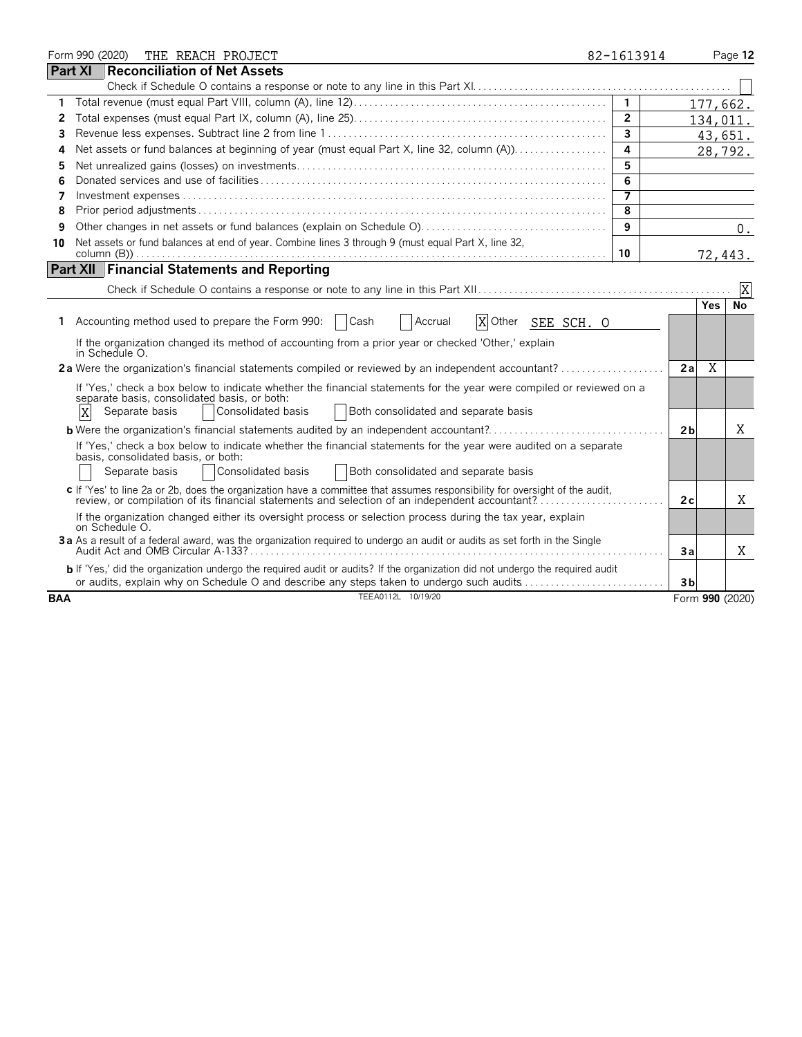Form 990 (2020) THE REACH PROJECT 82-1613914

## Part XI Reconciliation of Net Assets

Check if Schedule O contains a response or note to any line in this Part XI. ☐

| | | | |
|---|---|---|---|
| 1 | Total revenue (must equal Part VIII, column (A), line 12) | 1 | 177,662. |
| 2 | Total expenses (must equal Part IX, column (A), line 25) | 2 | 134,011. |
| 3 | Revenue less expenses. Subtract line 2 from line 1 | 3 | 43,651. |
| 4 | Net assets or fund balances at beginning of year (must equal Part X, line 32, column (A)) | 4 | 28,792. |
| 5 | Net unrealized gains (losses) on investments | 5 | |
| 6 | Donated services and use of facilities | 6 | |
| 7 | Investment expenses | 7 | |
| 8 | Prior period adjustments | 8 | |
| 9 | Other changes in net assets or fund balances (explain on Schedule O) | 9 | 0. |
| 10 | Net assets or fund balances at end of year. Combine lines 3 through 9 (must equal Part X, line 32, column (B)) | 10 | 72,443. |

## Part XII Financial Statements and Reporting

Check if Schedule O contains a response or note to any line in this Part XII ☒

| | | | Yes | No |
|---|---|---|---|---|
| 1 | Accounting method used to prepare the Form 990: ☐ Cash ☐ Accrual ☒ Other SEE SCH. O<br>If the organization changed its method of accounting from a prior year or checked 'Other,' explain in Schedule O. | | | |
| 2a | Were the organization's financial statements compiled or reviewed by an independent accountant? | 2a | X | |
| | If 'Yes,' check a box below to indicate whether the financial statements for the year were compiled or reviewed on a separate basis, consolidated basis, or both:<br>☒ Separate basis ☐ Consolidated basis ☐ Both consolidated and separate basis | | | |
| b | Were the organization's financial statements audited by an independent accountant? | 2b | | X |
| | If 'Yes,' check a box below to indicate whether the financial statements for the year were audited on a separate basis, consolidated basis, or both:<br>☐ Separate basis ☐ Consolidated basis ☐ Both consolidated and separate basis | | | |
| c | If 'Yes' to line 2a or 2b, does the organization have a committee that assumes responsibility for oversight of the audit, review, or compilation of its financial statements and selection of an independent accountant?<br>If the organization changed either its oversight process or selection process during the tax year, explain on Schedule O. | 2c | | X |
| 3a | As a result of a federal award, was the organization required to undergo an audit or audits as set forth in the Single Audit Act and OMB Circular A-133? | 3a | | X |
| b | If 'Yes,' did the organization undergo the required audit or audits? If the organization did not undergo the required audit or audits, explain why on Schedule O and describe any steps taken to undergo such audits | 3b | | |

BAA TEEA0112L 10/19/20 Form 990 (2020)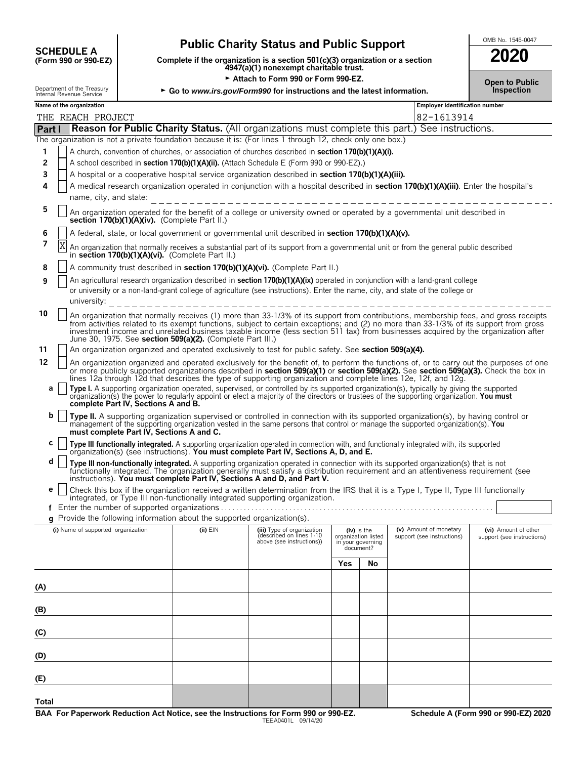**SCHEDULE A**
**(Form 990 or 990-EZ)**

Department of the Treasury
Internal Revenue Service

# Public Charity Status and Public Support

**Complete if the organization is a section 501(c)(3) organization or a section 4947(a)(1) nonexempt charitable trust.**

► **Attach to Form 990 or Form 990-EZ.**

► **Go to *www.irs.gov/Form990* for instructions and the latest information.**

OMB No. 1545-0047

**2020**

**Open to Public Inspection**

**Name of the organization:** THE REACH PROJECT

**Employer identification number:** 82-1613914

## Part I Reason for Public Charity Status. (All organizations must complete this part.) See instructions.

The organization is not a private foundation because it is: (For lines 1 through 12, check only one box.)

1. [ ] A church, convention of churches, or association of churches described in **section 170(b)(1)(A)(i).**
2. [ ] A school described in **section 170(b)(1)(A)(ii).** (Attach Schedule E (Form 990 or 990-EZ).)
3. [ ] A hospital or a cooperative hospital service organization described in **section 170(b)(1)(A)(iii).**
4. [ ] A medical research organization operated in conjunction with a hospital described in **section 170(b)(1)(A)(iii)**. Enter the hospital's name, city, and state:
5. [ ] An organization operated for the benefit of a college or university owned or operated by a governmental unit described in **section 170(b)(1)(A)(iv).** (Complete Part II.)
6. [ ] A federal, state, or local government or governmental unit described in **section 170(b)(1)(A)(v).**
7. [X] An organization that normally receives a substantial part of its support from a governmental unit or from the general public described in **section 170(b)(1)(A)(vi).** (Complete Part II.)
8. [ ] A community trust described in **section 170(b)(1)(A)(vi).** (Complete Part II.)
9. [ ] An agricultural research organization described in **section 170(b)(1)(A)(ix)** operated in conjunction with a land-grant college or university or a non-land-grant college of agriculture (see instructions). Enter the name, city, and state of the college or university:
10. [ ] An organization that normally receives (1) more than 33-1/3% of its support from contributions, membership fees, and gross receipts from activities related to its exempt functions, subject to certain exceptions; and (2) no more than 33-1/3% of its support from gross investment income and unrelated business taxable income (less section 511 tax) from businesses acquired by the organization after June 30, 1975. See **section 509(a)(2).** (Complete Part III.)
11. [ ] An organization organized and operated exclusively to test for public safety. See **section 509(a)(4).**
12. [ ] An organization organized and operated exclusively for the benefit of, to perform the functions of, or to carry out the purposes of one or more publicly supported organizations described in **section 509(a)(1)** or **section 509(a)(2).** See **section 509(a)(3).** Check the box in lines 12a through 12d that describes the type of supporting organization and complete lines 12e, 12f, and 12g.
   - **a** [ ] **Type I.** A supporting organization operated, supervised, or controlled by its supported organization(s), typically by giving the supported organization(s) the power to regularly appoint or elect a majority of the directors or trustees of the supporting organization. **You must complete Part IV, Sections A and B.**
   - **b** [ ] **Type II.** A supporting organization supervised or controlled in connection with its supported organization(s), by having control or management of the supporting organization vested in the same persons that control or manage the supported organization(s). **You must complete Part IV, Sections A and C.**
   - **c** [ ] **Type III functionally integrated.** A supporting organization operated in connection with, and functionally integrated with, its supported organization(s) (see instructions). **You must complete Part IV, Sections A, D, and E.**
   - **d** [ ] **Type III non-functionally integrated.** A supporting organization operated in connection with its supported organization(s) that is not functionally integrated. The organization generally must satisfy a distribution requirement and an attentiveness requirement (see instructions). **You must complete Part IV, Sections A and D, and Part V.**
   - **e** [ ] Check this box if the organization received a written determination from the IRS that it is a Type I, Type II, Type III functionally integrated, or Type III non-functionally integrated supporting organization.
   - **f** Enter the number of supported organizations
   - **g** Provide the following information about the supported organization(s).

| (i) Name of supported organization | (ii) EIN | (iii) Type of organization (described on lines 1-10 above (see instructions)) | (iv) Is the organization listed in your governing document? Yes | No | (v) Amount of monetary support (see instructions) | (vi) Amount of other support (see instructions) |
|---|---|---|---|---|---|---|
| (A) | | | | | | |
| (B) | | | | | | |
| (C) | | | | | | |
| (D) | | | | | | |
| (E) | | | | | | |
| Total | | | | | | |

**BAA For Paperwork Reduction Act Notice, see the Instructions for Form 990 or 990-EZ.** TEEA0401L 09/14/20 **Schedule A (Form 990 or 990-EZ) 2020**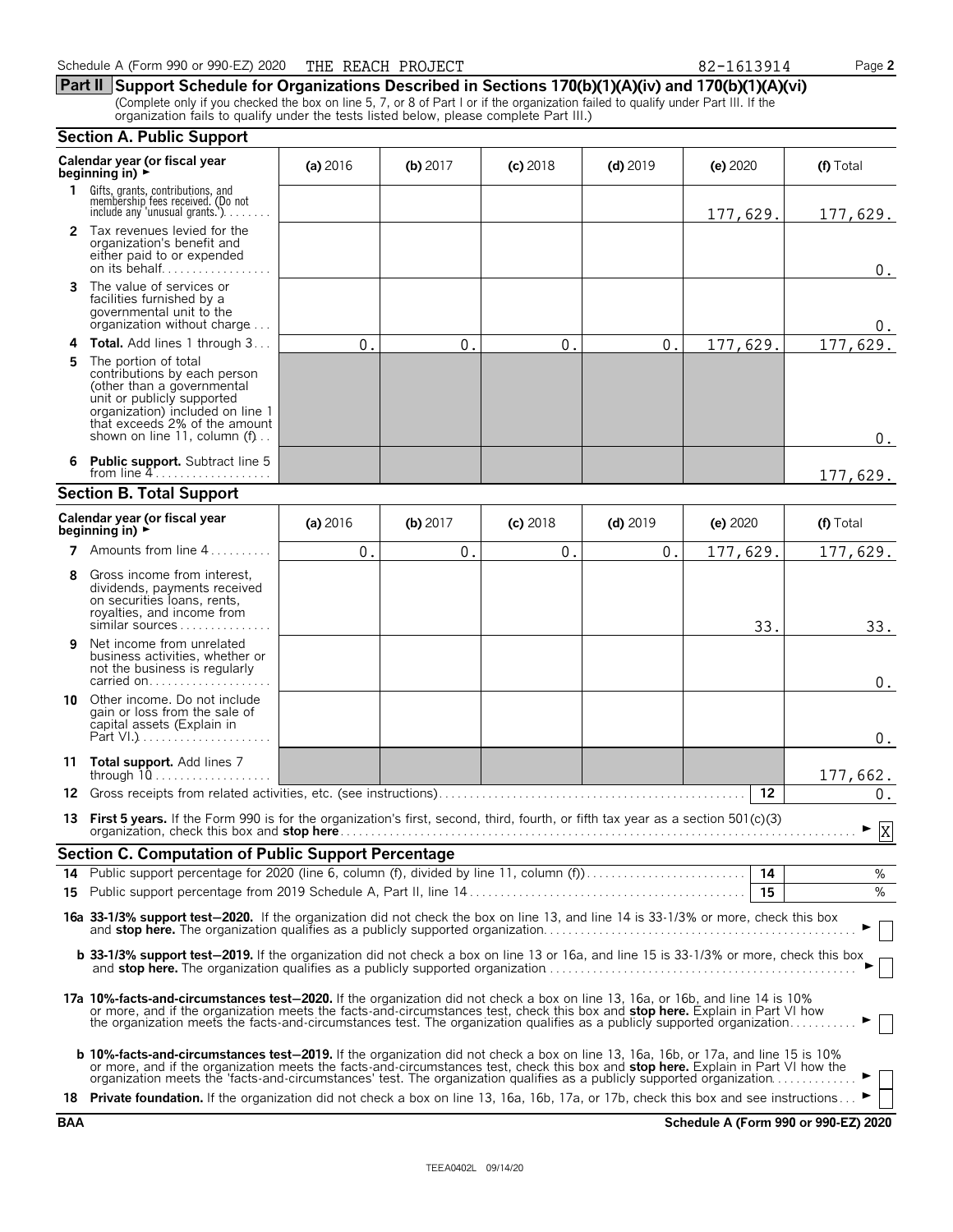Schedule A (Form 990 or 990-EZ) 2020 THE REACH PROJECT 82-1613914

## Part II Support Schedule for Organizations Described in Sections 170(b)(1)(A)(iv) and 170(b)(1)(A)(vi)

(Complete only if you checked the box on line 5, 7, or 8 of Part I or if the organization failed to qualify under Part III. If the organization fails to qualify under the tests listed below, please complete Part III.)

### Section A. Public Support

| Calendar year (or fiscal year beginning in) ► | (a) 2016 | (b) 2017 | (c) 2018 | (d) 2019 | (e) 2020 | (f) Total |
|---|---|---|---|---|---|---|
| 1 Gifts, grants, contributions, and membership fees received. (Do not include any 'unusual grants.') | | | | | 177,629. | 177,629. |
| 2 Tax revenues levied for the organization's benefit and either paid to or expended on its behalf | | | | | | 0. |
| 3 The value of services or facilities furnished by a governmental unit to the organization without charge | | | | | | 0. |
| 4 **Total.** Add lines 1 through 3 | 0. | 0. | 0. | 0. | 177,629. | 177,629. |
| 5 The portion of total contributions by each person (other than a governmental unit or publicly supported organization) included on line 1 that exceeds 2% of the amount shown on line 11, column (f) | | | | | | 0. |
| 6 **Public support.** Subtract line 5 from line 4 | | | | | | 177,629. |

### Section B. Total Support

| Calendar year (or fiscal year beginning in) ► | (a) 2016 | (b) 2017 | (c) 2018 | (d) 2019 | (e) 2020 | (f) Total |
|---|---|---|---|---|---|---|
| 7 Amounts from line 4 | 0. | 0. | 0. | 0. | 177,629. | 177,629. |
| 8 Gross income from interest, dividends, payments received on securities loans, rents, royalties, and income from similar sources | | | | | 33. | 33. |
| 9 Net income from unrelated business activities, whether or not the business is regularly carried on | | | | | | 0. |
| 10 Other income. Do not include gain or loss from the sale of capital assets (Explain in Part VI.) | | | | | | 0. |
| 11 **Total support.** Add lines 7 through 10 | | | | | | 177,662. |

12 Gross receipts from related activities, etc. (see instructions) — 12 — 0.

13 **First 5 years.** If the Form 990 is for the organization's first, second, third, fourth, or fifth tax year as a section 501(c)(3) organization, check this box and **stop here** ► X

### Section C. Computation of Public Support Percentage

14 Public support percentage for 2020 (line 6, column (f), divided by line 11, column (f)) — 14 — %

15 Public support percentage from 2019 Schedule A, Part II, line 14 — 15 — %

**16a 33-1/3% support test–2020.** If the organization did not check the box on line 13, and line 14 is 33-1/3% or more, check this box and **stop here.** The organization qualifies as a publicly supported organization ► ☐

**b 33-1/3% support test–2019.** If the organization did not check a box on line 13 or 16a, and line 15 is 33-1/3% or more, check this box and **stop here.** The organization qualifies as a publicly supported organization ► ☐

**17a 10%-facts-and-circumstances test–2020.** If the organization did not check a box on line 13, 16a, or 16b, and line 14 is 10% or more, and if the organization meets the facts-and-circumstances test, check this box and **stop here.** Explain in Part VI how the organization meets the facts-and-circumstances test. The organization qualifies as a publicly supported organization ► ☐

**b 10%-facts-and-circumstances test–2019.** If the organization did not check a box on line 13, 16a, 16b, or 17a, and line 15 is 10% or more, and if the organization meets the facts-and-circumstances test, check this box and **stop here.** Explain in Part VI how the organization meets the 'facts-and-circumstances' test. The organization qualifies as a publicly supported organization ► ☐

**18 Private foundation.** If the organization did not check a box on line 13, 16a, 16b, 17a, or 17b, check this box and see instructions ► ☐

BAA Schedule A (Form 990 or 990-EZ) 2020

TEEA0402L 09/14/20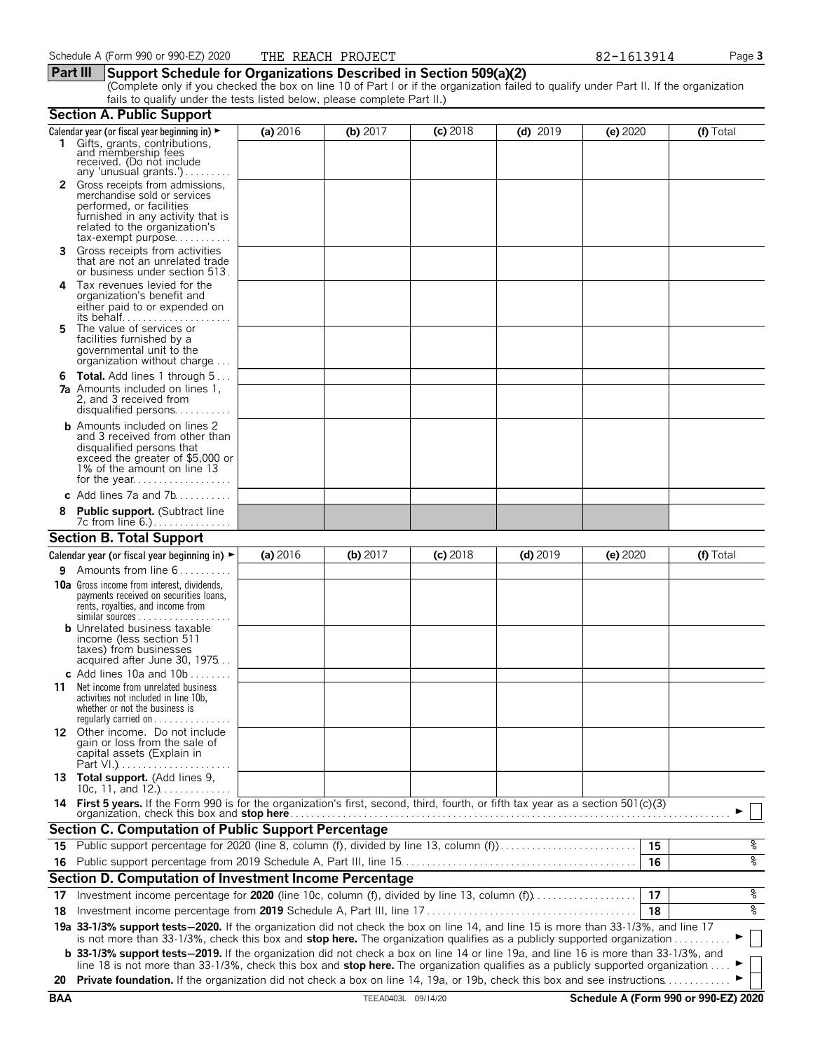Schedule A (Form 990 or 990-EZ) 2020 THE REACH PROJECT 82-1613914

## Part III Support Schedule for Organizations Described in Section 509(a)(2)

(Complete only if you checked the box on line 10 of Part I or if the organization failed to qualify under Part II. If the organization fails to qualify under the tests listed below, please complete Part II.)

### Section A. Public Support

| Calendar year (or fiscal year beginning in) ► | (a) 2016 | (b) 2017 | (c) 2018 | (d) 2019 | (e) 2020 | (f) Total |
|---|---|---|---|---|---|---|
| **1** Gifts, grants, contributions, and membership fees received. (Do not include any 'unusual grants.') | | | | | | |
| **2** Gross receipts from admissions, merchandise sold or services performed, or facilities furnished in any activity that is related to the organization's tax-exempt purpose | | | | | | |
| **3** Gross receipts from activities that are not an unrelated trade or business under section 513 | | | | | | |
| **4** Tax revenues levied for the organization's benefit and either paid to or expended on its behalf | | | | | | |
| **5** The value of services or facilities furnished by a governmental unit to the organization without charge | | | | | | |
| **6 Total.** Add lines 1 through 5 | | | | | | |
| **7a** Amounts included on lines 1, 2, and 3 received from disqualified persons | | | | | | |
| **b** Amounts included on lines 2 and 3 received from other than disqualified persons that exceed the greater of $5,000 or 1% of the amount on line 13 for the year | | | | | | |
| **c** Add lines 7a and 7b | | | | | | |
| **8 Public support.** (Subtract line 7c from line 6.) | | | | | | |

### Section B. Total Support

| Calendar year (or fiscal year beginning in) ► | (a) 2016 | (b) 2017 | (c) 2018 | (d) 2019 | (e) 2020 | (f) Total |
|---|---|---|---|---|---|---|
| **9** Amounts from line 6 | | | | | | |
| **10a** Gross income from interest, dividends, payments received on securities loans, rents, royalties, and income from similar sources | | | | | | |
| **b** Unrelated business taxable income (less section 511 taxes) from businesses acquired after June 30, 1975 | | | | | | |
| **c** Add lines 10a and 10b | | | | | | |
| **11** Net income from unrelated business activities not included in line 10b, whether or not the business is regularly carried on | | | | | | |
| **12** Other income. Do not include gain or loss from the sale of capital assets (Explain in Part VI.) | | | | | | |
| **13 Total support.** (Add lines 9, 10c, 11, and 12.) | | | | | | |

**14 First 5 years.** If the Form 990 is for the organization's first, second, third, fourth, or fifth tax year as a section 501(c)(3) organization, check this box and **stop here** ► ☐

### Section C. Computation of Public Support Percentage

| | | | |
|---|---|---|---|
| **15** | Public support percentage for 2020 (line 8, column (f), divided by line 13, column (f)) | 15 | % |
| **16** | Public support percentage from 2019 Schedule A, Part III, line 15 | 16 | % |

### Section D. Computation of Investment Income Percentage

| | | | |
|---|---|---|---|
| **17** | Investment income percentage for **2020** (line 10c, column (f), divided by line 13, column (f)) | 17 | % |
| **18** | Investment income percentage from **2019** Schedule A, Part III, line 17 | 18 | % |

**19a 33-1/3% support tests—2020.** If the organization did not check the box on line 14, and line 15 is more than 33-1/3%, and line 17 is not more than 33-1/3%, check this box and **stop here.** The organization qualifies as a publicly supported organization ► ☐

**b 33-1/3% support tests—2019.** If the organization did not check a box on line 14 or line 19a, and line 16 is more than 33-1/3%, and line 18 is not more than 33-1/3%, check this box and **stop here.** The organization qualifies as a publicly supported organization ► ☐

**20 Private foundation.** If the organization did not check a box on line 14, 19a, or 19b, check this box and see instructions ► ☐

BAA TEEA0403L 09/14/20 Schedule A (Form 990 or 990-EZ) 2020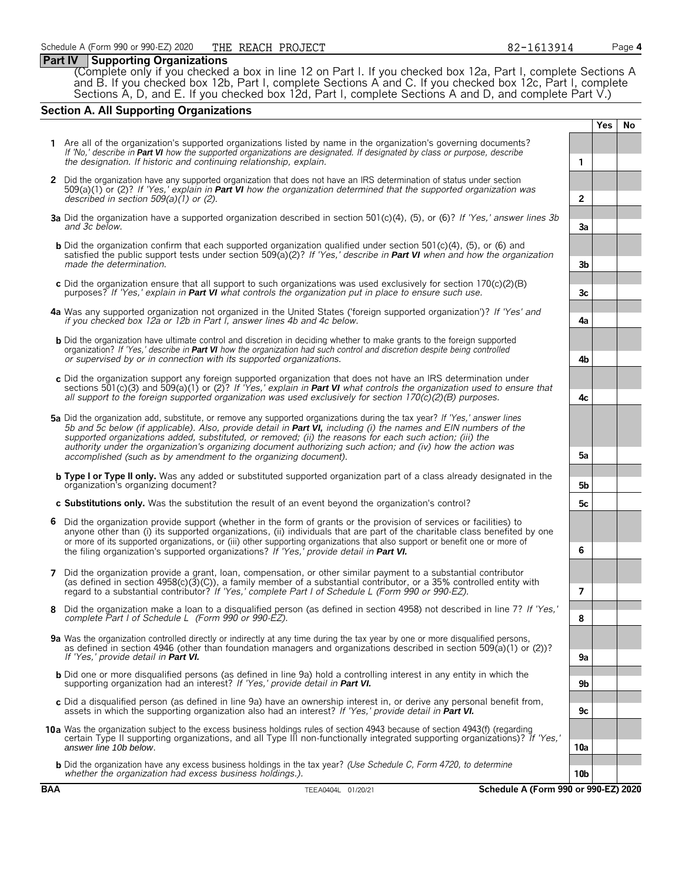Schedule A (Form 990 or 990-EZ) 2020 THE REACH PROJECT 82-1613914

## Part IV Supporting Organizations

(Complete only if you checked a box in line 12 on Part I. If you checked box 12a, Part I, complete Sections A and B. If you checked box 12b, Part I, complete Sections A and C. If you checked box 12c, Part I, complete Sections A, D, and E. If you checked box 12d, Part I, complete Sections A and D, and complete Part V.)

### Section A. All Supporting Organizations

| | | | Yes | No |
|---|---|---|---|---|
| **1** | Are all of the organization's supported organizations listed by name in the organization's governing documents? *If 'No,' describe in **Part VI** how the supported organizations are designated. If designated by class or purpose, describe the designation. If historic and continuing relationship, explain.* | **1** | | |
| **2** | Did the organization have any supported organization that does not have an IRS determination of status under section 509(a)(1) or (2)? *If 'Yes,' explain in **Part VI** how the organization determined that the supported organization was described in section 509(a)(1) or (2).* | **2** | | |
| **3a** | Did the organization have a supported organization described in section 501(c)(4), (5), or (6)? *If 'Yes,' answer lines 3b and 3c below.* | **3a** | | |
| **b** | Did the organization confirm that each supported organization qualified under section 501(c)(4), (5), or (6) and satisfied the public support tests under section 509(a)(2)? *If 'Yes,' describe in **Part VI** when and how the organization made the determination.* | **3b** | | |
| **c** | Did the organization ensure that all support to such organizations was used exclusively for section 170(c)(2)(B) purposes? *If 'Yes,' explain in **Part VI** what controls the organization put in place to ensure such use.* | **3c** | | |
| **4a** | Was any supported organization not organized in the United States ('foreign supported organization')? *If 'Yes' and if you checked box 12a or 12b in Part I, answer lines 4b and 4c below.* | **4a** | | |
| **b** | Did the organization have ultimate control and discretion in deciding whether to make grants to the foreign supported organization? *If 'Yes,' describe in **Part VI** how the organization had such control and discretion despite being controlled or supervised by or in connection with its supported organizations.* | **4b** | | |
| **c** | Did the organization support any foreign supported organization that does not have an IRS determination under sections 501(c)(3) and 509(a)(1) or (2)? *If 'Yes,' explain in **Part VI** what controls the organization used to ensure that all support to the foreign supported organization was used exclusively for section 170(c)(2)(B) purposes.* | **4c** | | |
| **5a** | Did the organization add, substitute, or remove any supported organizations during the tax year? *If 'Yes,' answer lines 5b and 5c below (if applicable). Also, provide detail in **Part VI,** including (i) the names and EIN numbers of the supported organizations added, substituted, or removed; (ii) the reasons for each such action; (iii) the authority under the organization's organizing document authorizing such action; and (iv) how the action was accomplished (such as by amendment to the organizing document).* | **5a** | | |
| **b** | **Type I or Type II only.** Was any added or substituted supported organization part of a class already designated in the organization's organizing document? | **5b** | | |
| **c** | **Substitutions only.** Was the substitution the result of an event beyond the organization's control? | **5c** | | |
| **6** | Did the organization provide support (whether in the form of grants or the provision of services or facilities) to anyone other than (i) its supported organizations, (ii) individuals that are part of the charitable class benefited by one or more of its supported organizations, or (iii) other supporting organizations that also support or benefit one or more of the filing organization's supported organizations? *If 'Yes,' provide detail in **Part VI.*** | **6** | | |
| **7** | Did the organization provide a grant, loan, compensation, or other similar payment to a substantial contributor (as defined in section 4958(c)(3)(C)), a family member of a substantial contributor, or a 35% controlled entity with regard to a substantial contributor? *If 'Yes,' complete Part I of Schedule L (Form 990 or 990-EZ).* | **7** | | |
| **8** | Did the organization make a loan to a disqualified person (as defined in section 4958) not described in line 7? *If 'Yes,' complete Part I of Schedule L (Form 990 or 990-EZ).* | **8** | | |
| **9a** | Was the organization controlled directly or indirectly at any time during the tax year by one or more disqualified persons, as defined in section 4946 (other than foundation managers and organizations described in section 509(a)(1) or (2))? *If 'Yes,' provide detail in **Part VI.*** | **9a** | | |
| **b** | Did one or more disqualified persons (as defined in line 9a) hold a controlling interest in any entity in which the supporting organization had an interest? *If 'Yes,' provide detail in **Part VI.*** | **9b** | | |
| **c** | Did a disqualified person (as defined in line 9a) have an ownership interest in, or derive any personal benefit from, assets in which the supporting organization also had an interest? *If 'Yes,' provide detail in **Part VI.*** | **9c** | | |
| **10a** | Was the organization subject to the excess business holdings rules of section 4943 because of section 4943(f) (regarding certain Type II supporting organizations, and all Type III non-functionally integrated supporting organizations)? *If 'Yes,' answer line 10b below.* | **10a** | | |
| **b** | Did the organization have any excess business holdings in the tax year? *(Use Schedule C, Form 4720, to determine whether the organization had excess business holdings.).* | **10b** | | |

BAA TEEA0404L 01/20/21 Schedule A (Form 990 or 990-EZ) 2020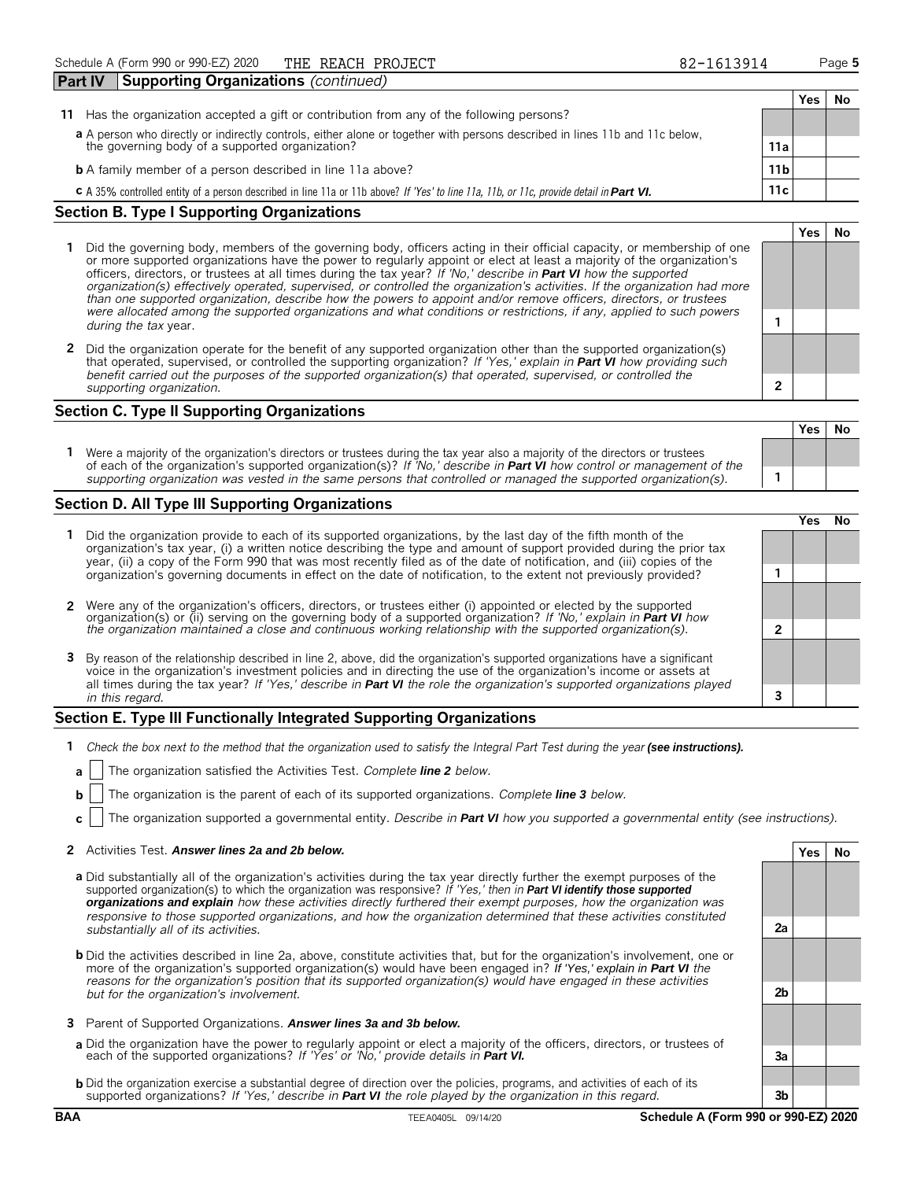Schedule A (Form 990 or 990-EZ) 2020 THE REACH PROJECT 82-1613914 Page **5**

**Part IV** **Supporting Organizations** *(continued)*

| | | | Yes | No |
|---|---|---|---|---|
| **11** | Has the organization accepted a gift or contribution from any of the following persons? | | | |
| **a** | A person who directly or indirectly controls, either alone or together with persons described in lines 11b and 11c below, the governing body of a supported organization? | **11a** | | |
| **b** | A family member of a person described in line 11a above? | **11b** | | |
| **c** | A 35% controlled entity of a person described in line 11a or 11b above? *If 'Yes' to line 11a, 11b, or 11c, provide detail in* ***Part VI.*** | **11c** | | |

## Section B. Type I Supporting Organizations

| | | | Yes | No |
|---|---|---|---|---|
| **1** | Did the governing body, members of the governing body, officers acting in their official capacity, or membership of one or more supported organizations have the power to regularly appoint or elect at least a majority of the organization's officers, directors, or trustees at all times during the tax year? *If 'No,' describe in* ***Part VI*** *how the supported organization(s) effectively operated, supervised, or controlled the organization's activities. If the organization had more than one supported organization, describe how the powers to appoint and/or remove officers, directors, or trustees were allocated among the supported organizations and what conditions or restrictions, if any, applied to such powers during the tax* year. | **1** | | |
| **2** | Did the organization operate for the benefit of any supported organization other than the supported organization(s) that operated, supervised, or controlled the supporting organization? *If 'Yes,' explain in* ***Part VI*** *how providing such benefit carried out the purposes of the supported organization(s) that operated, supervised, or controlled the supporting organization.* | **2** | | |

## Section C. Type II Supporting Organizations

| | | | Yes | No |
|---|---|---|---|---|
| **1** | Were a majority of the organization's directors or trustees during the tax year also a majority of the directors or trustees of each of the organization's supported organization(s)? *If 'No,' describe in* ***Part VI*** *how control or management of the supporting organization was vested in the same persons that controlled or managed the supported organization(s).* | **1** | | |

## Section D. All Type III Supporting Organizations

| | | | Yes | No |
|---|---|---|---|---|
| **1** | Did the organization provide to each of its supported organizations, by the last day of the fifth month of the organization's tax year, (i) a written notice describing the type and amount of support provided during the prior tax year, (ii) a copy of the Form 990 that was most recently filed as of the date of notification, and (iii) copies of the organization's governing documents in effect on the date of notification, to the extent not previously provided? | **1** | | |
| **2** | Were any of the organization's officers, directors, or trustees either (i) appointed or elected by the supported organization(s) or (ii) serving on the governing body of a supported organization? *If 'No,' explain in* ***Part VI*** *how the organization maintained a close and continuous working relationship with the supported organization(s).* | **2** | | |
| **3** | By reason of the relationship described in line 2, above, did the organization's supported organizations have a significant voice in the organization's investment policies and in directing the use of the organization's income or assets at all times during the tax year? *If 'Yes,' describe in* ***Part VI*** *the role the organization's supported organizations played in this regard.* | **3** | | |

## Section E. Type III Functionally Integrated Supporting Organizations

**1** *Check the box next to the method that the organization used to satisfy the Integral Part Test during the year* ***(see instructions).***

**a** ☐ The organization satisfied the Activities Test. *Complete* ***line 2*** *below.*

**b** ☐ The organization is the parent of each of its supported organizations. *Complete* ***line 3*** *below.*

**c** ☐ The organization supported a governmental entity. *Describe in* ***Part VI*** *how you supported a governmental entity (see instructions).*

| | | | Yes | No |
|---|---|---|---|---|
| **2** | Activities Test. ***Answer lines 2a and 2b below.*** | | | |
| **a** | Did substantially all of the organization's activities during the tax year directly further the exempt purposes of the supported organization(s) to which the organization was responsive? *If 'Yes,' then in* ***Part VI identify those supported organizations and explain*** *how these activities directly furthered their exempt purposes, how the organization was responsive to those supported organizations, and how the organization determined that these activities constituted substantially all of its activities.* | **2a** | | |
| **b** | Did the activities described in line 2a, above, constitute activities that, but for the organization's involvement, one or more of the organization's supported organization(s) would have been engaged in? *If 'Yes,' explain in* ***Part VI*** *the reasons for the organization's position that its supported organization(s) would have engaged in these activities but for the organization's involvement.* | **2b** | | |
| **3** | Parent of Supported Organizations. ***Answer lines 3a and 3b below.*** | | | |
| **a** | Did the organization have the power to regularly appoint or elect a majority of the officers, directors, or trustees of each of the supported organizations? *If 'Yes' or 'No,' provide details in* ***Part VI.*** | **3a** | | |
| **b** | Did the organization exercise a substantial degree of direction over the policies, programs, and activities of each of its supported organizations? *If 'Yes,' describe in* ***Part VI*** *the role played by the organization in this regard.* | **3b** | | |

**BAA** TEEA0405L 09/14/20 **Schedule A (Form 990 or 990-EZ) 2020**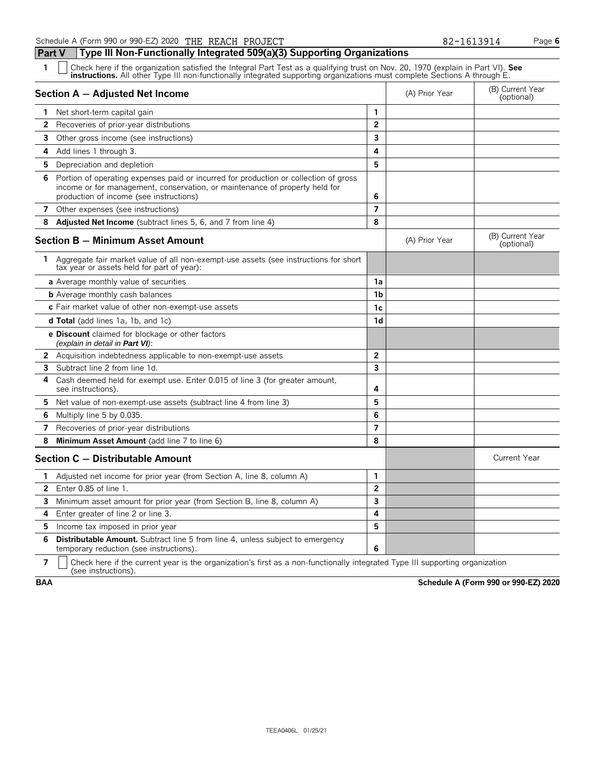Schedule A (Form 990 or 990-EZ) 2020 THE REACH PROJECT 82-1613914 Page **6**

## Part V Type III Non-Functionally Integrated 509(a)(3) Supporting Organizations

**1** ☐ Check here if the organization satisfied the Integral Part Test as a qualifying trust on Nov. 20, 1970 (explain in Part VI). **See instructions.** All other Type III non-functionally integrated supporting organizations must complete Sections A through E.

| **Section A — Adjusted Net Income** | | (A) Prior Year | (B) Current Year (optional) |
|---|---|---|---|
| **1** Net short-term capital gain | 1 | | |
| **2** Recoveries of prior-year distributions | 2 | | |
| **3** Other gross income (see instructions) | 3 | | |
| **4** Add lines 1 through 3. | 4 | | |
| **5** Depreciation and depletion | 5 | | |
| **6** Portion of operating expenses paid or incurred for production or collection of gross income or for management, conservation, or maintenance of property held for production of income (see instructions) | 6 | | |
| **7** Other expenses (see instructions) | 7 | | |
| **8** **Adjusted Net Income** (subtract lines 5, 6, and 7 from line 4) | 8 | | |

| **Section B — Minimum Asset Amount** | | (A) Prior Year | (B) Current Year (optional) |
|---|---|---|---|
| **1** Aggregate fair market value of all non-exempt-use assets (see instructions for short tax year or assets held for part of year): | | | |
| **a** Average monthly value of securities | 1a | | |
| **b** Average monthly cash balances | 1b | | |
| **c** Fair market value of other non-exempt-use assets | 1c | | |
| **d Total** (add lines 1a, 1b, and 1c) | 1d | | |
| **e Discount** claimed for blockage or other factors *(explain in detail in **Part VI**)*: | | | |
| **2** Acquisition indebtedness applicable to non-exempt-use assets | 2 | | |
| **3** Subtract line 2 from line 1d. | 3 | | |
| **4** Cash deemed held for exempt use. Enter 0.015 of line 3 (for greater amount, see instructions). | 4 | | |
| **5** Net value of non-exempt-use assets (subtract line 4 from line 3) | 5 | | |
| **6** Multiply line 5 by 0.035. | 6 | | |
| **7** Recoveries of prior-year distributions | 7 | | |
| **8** **Minimum Asset Amount** (add line 7 to line 6) | 8 | | |

| **Section C — Distributable Amount** | | | Current Year |
|---|---|---|---|
| **1** Adjusted net income for prior year (from Section A, line 8, column A) | 1 | | |
| **2** Enter 0.85 of line 1. | 2 | | |
| **3** Minimum asset amount for prior year (from Section B, line 8, column A) | 3 | | |
| **4** Enter greater of line 2 or line 3. | 4 | | |
| **5** Income tax imposed in prior year | 5 | | |
| **6** **Distributable Amount.** Subtract line 5 from line 4, unless subject to emergency temporary reduction (see instructions). | 6 | | |

**7** ☐ Check here if the current year is the organization's first as a non-functionally integrated Type III supporting organization (see instructions).

**BAA** **Schedule A (Form 990 or 990-EZ) 2020**

TEEA0406L 01/25/21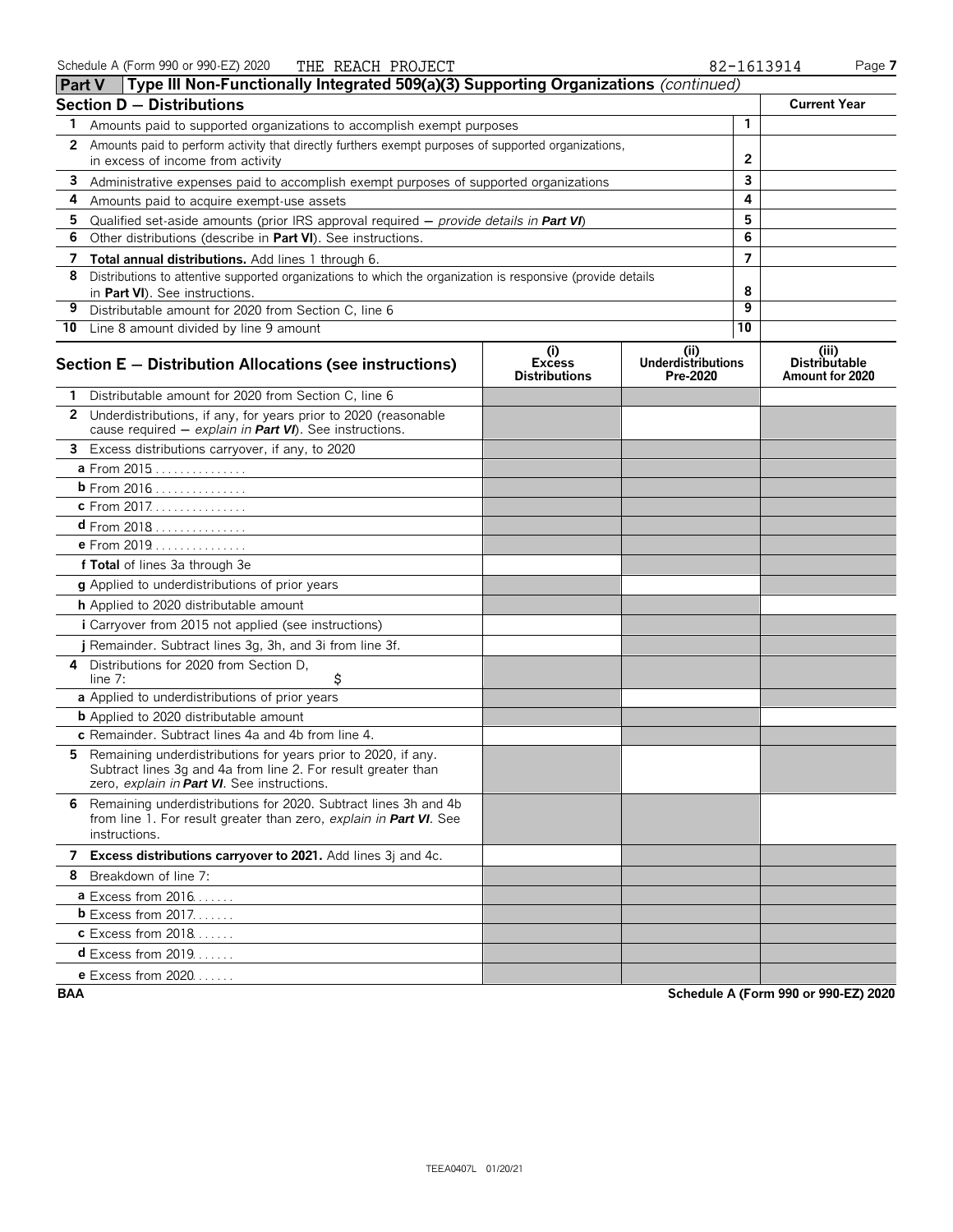Schedule A (Form 990 or 990-EZ) 2020 THE REACH PROJECT 82-1613914 Page 7

## Part V Type III Non-Functionally Integrated 509(a)(3) Supporting Organizations *(continued)*

| Section D — Distributions | | Current Year |
|---|---|---|
| **1** Amounts paid to supported organizations to accomplish exempt purposes | 1 | |
| **2** Amounts paid to perform activity that directly furthers exempt purposes of supported organizations, in excess of income from activity | 2 | |
| **3** Administrative expenses paid to accomplish exempt purposes of supported organizations | 3 | |
| **4** Amounts paid to acquire exempt-use assets | 4 | |
| **5** Qualified set-aside amounts (prior IRS approval required — *provide details in* ***Part VI***) | 5 | |
| **6** Other distributions (describe in **Part VI**). See instructions. | 6 | |
| **7** **Total annual distributions.** Add lines 1 through 6. | 7 | |
| **8** Distributions to attentive supported organizations to which the organization is responsive (provide details in **Part VI**). See instructions. | 8 | |
| **9** Distributable amount for 2020 from Section C, line 6 | 9 | |
| **10** Line 8 amount divided by line 9 amount | 10 | |

| Section E — Distribution Allocations (see instructions) | (i) Excess Distributions | (ii) Underdistributions Pre-2020 | (iii) Distributable Amount for 2020 |
|---|---|---|---|
| **1** Distributable amount for 2020 from Section C, line 6 | | | |
| **2** Underdistributions, if any, for years prior to 2020 (reasonable cause required — *explain in* ***Part VI***). See instructions. | | | |
| **3** Excess distributions carryover, if any, to 2020 | | | |
| **a** From 2015 | | | |
| **b** From 2016 | | | |
| **c** From 2017 | | | |
| **d** From 2018 | | | |
| **e** From 2019 | | | |
| **f Total** of lines 3a through 3e | | | |
| **g** Applied to underdistributions of prior years | | | |
| **h** Applied to 2020 distributable amount | | | |
| **i** Carryover from 2015 not applied (see instructions) | | | |
| **j** Remainder. Subtract lines 3g, 3h, and 3i from line 3f. | | | |
| **4** Distributions for 2020 from Section D, line 7: $ | | | |
| **a** Applied to underdistributions of prior years | | | |
| **b** Applied to 2020 distributable amount | | | |
| **c** Remainder. Subtract lines 4a and 4b from line 4. | | | |
| **5** Remaining underdistributions for years prior to 2020, if any. Subtract lines 3g and 4a from line 2. For result greater than zero, *explain in* ***Part VI***. See instructions. | | | |
| **6** Remaining underdistributions for 2020. Subtract lines 3h and 4b from line 1. For result greater than zero, *explain in* ***Part VI***. See instructions. | | | |
| **7** **Excess distributions carryover to 2021.** Add lines 3j and 4c. | | | |
| **8** Breakdown of line 7: | | | |
| **a** Excess from 2016 | | | |
| **b** Excess from 2017 | | | |
| **c** Excess from 2018 | | | |
| **d** Excess from 2019 | | | |
| **e** Excess from 2020 | | | |

BAA Schedule A (Form 990 or 990-EZ) 2020

TEEA0407L 01/20/21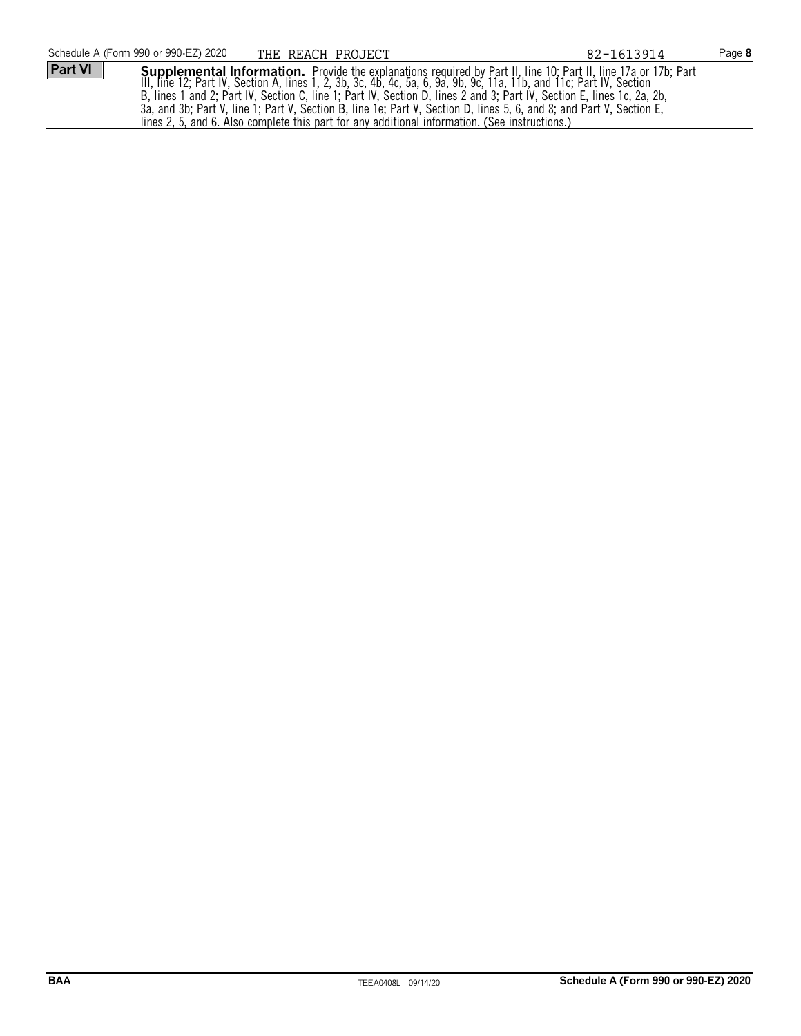Schedule A (Form 990 or 990-EZ) 2020 THE REACH PROJECT 82-1613914

**Part VI** **Supplemental Information.** Provide the explanations required by Part II, line 10; Part II, line 17a or 17b; Part III, line 12; Part IV, Section A, lines 1, 2, 3b, 3c, 4b, 4c, 5a, 6, 9a, 9b, 9c, 11a, 11b, and 11c; Part IV, Section B, lines 1 and 2; Part IV, Section C, line 1; Part IV, Section D, lines 2 and 3; Part IV, Section E, lines 1c, 2a, 2b, 3a, and 3b; Part V, line 1; Part V, Section B, line 1e; Part V, Section D, lines 5, 6, and 8; and Part V, Section E, lines 2, 5, and 6. Also complete this part for any additional information. (See instructions.)

BAA TEEA0408L 09/14/20 Schedule A (Form 990 or 990-EZ) 2020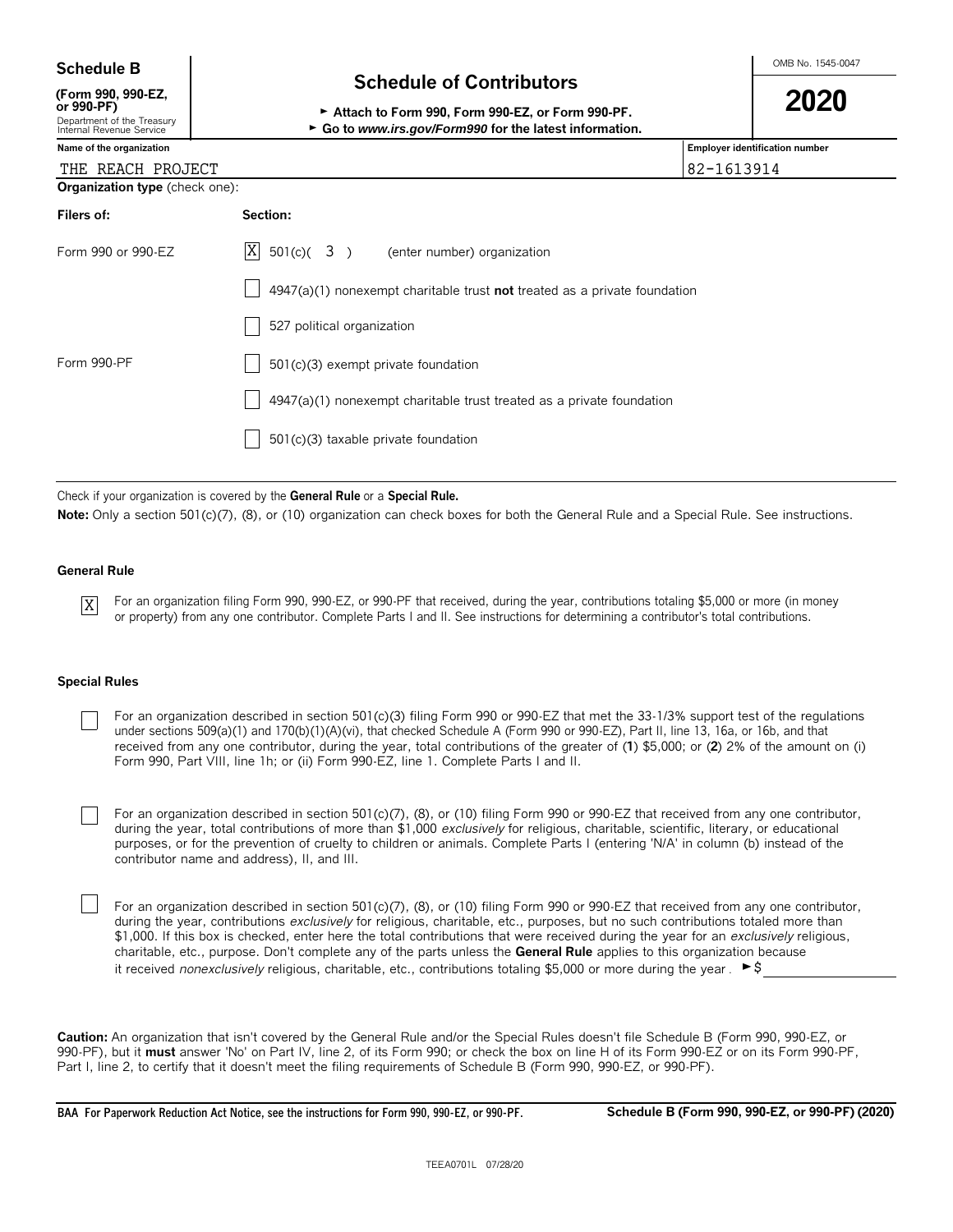**Schedule B**
**(Form 990, 990-EZ, or 990-PF)**
Department of the Treasury
Internal Revenue Service

# Schedule of Contributors

► **Attach to Form 990, Form 990-EZ, or Form 990-PF.**
► **Go to *www.irs.gov/Form990* for the latest information.**

OMB No. 1545-0047

**2020**

| Name of the organization | Employer identification number |
|---|---|
| THE REACH PROJECT | 82-1613914 |

**Organization type** (check one):

| Filers of: | Section: |
|---|---|
| Form 990 or 990-EZ | [X] 501(c)( 3 ) (enter number) organization |
| | [ ] 4947(a)(1) nonexempt charitable trust **not** treated as a private foundation |
| | [ ] 527 political organization |
| Form 990-PF | [ ] 501(c)(3) exempt private foundation |
| | [ ] 4947(a)(1) nonexempt charitable trust treated as a private foundation |
| | [ ] 501(c)(3) taxable private foundation |

Check if your organization is covered by the **General Rule** or a **Special Rule.**

**Note:** Only a section 501(c)(7), (8), or (10) organization can check boxes for both the General Rule and a Special Rule. See instructions.

**General Rule**

[X] For an organization filing Form 990, 990-EZ, or 990-PF that received, during the year, contributions totaling $5,000 or more (in money or property) from any one contributor. Complete Parts I and II. See instructions for determining a contributor's total contributions.

**Special Rules**

[ ] For an organization described in section 501(c)(3) filing Form 990 or 990-EZ that met the 33-1/3% support test of the regulations under sections 509(a)(1) and 170(b)(1)(A)(vi), that checked Schedule A (Form 990 or 990-EZ), Part II, line 13, 16a, or 16b, and that received from any one contributor, during the year, total contributions of the greater of (**1**) $5,000; or (**2**) 2% of the amount on (i) Form 990, Part VIII, line 1h; or (ii) Form 990-EZ, line 1. Complete Parts I and II.

[ ] For an organization described in section 501(c)(7), (8), or (10) filing Form 990 or 990-EZ that received from any one contributor, during the year, total contributions of more than $1,000 *exclusively* for religious, charitable, scientific, literary, or educational purposes, or for the prevention of cruelty to children or animals. Complete Parts I (entering 'N/A' in column (b) instead of the contributor name and address), II, and III.

[ ] For an organization described in section 501(c)(7), (8), or (10) filing Form 990 or 990-EZ that received from any one contributor, during the year, contributions *exclusively* for religious, charitable, etc., purposes, but no such contributions totaled more than $1,000. If this box is checked, enter here the total contributions that were received during the year for an *exclusively* religious, charitable, etc., purpose. Don't complete any of the parts unless the **General Rule** applies to this organization because it received *nonexclusively* religious, charitable, etc., contributions totaling $5,000 or more during the year . ►$ ______

**Caution:** An organization that isn't covered by the General Rule and/or the Special Rules doesn't file Schedule B (Form 990, 990-EZ, or 990-PF), but it **must** answer 'No' on Part IV, line 2, of its Form 990; or check the box on line H of its Form 990-EZ or on its Form 990-PF, Part I, line 2, to certify that it doesn't meet the filing requirements of Schedule B (Form 990, 990-EZ, or 990-PF).

**BAA For Paperwork Reduction Act Notice, see the instructions for Form 990, 990-EZ, or 990-PF.** **Schedule B (Form 990, 990-EZ, or 990-PF) (2020)**

TEEA0701L 07/28/20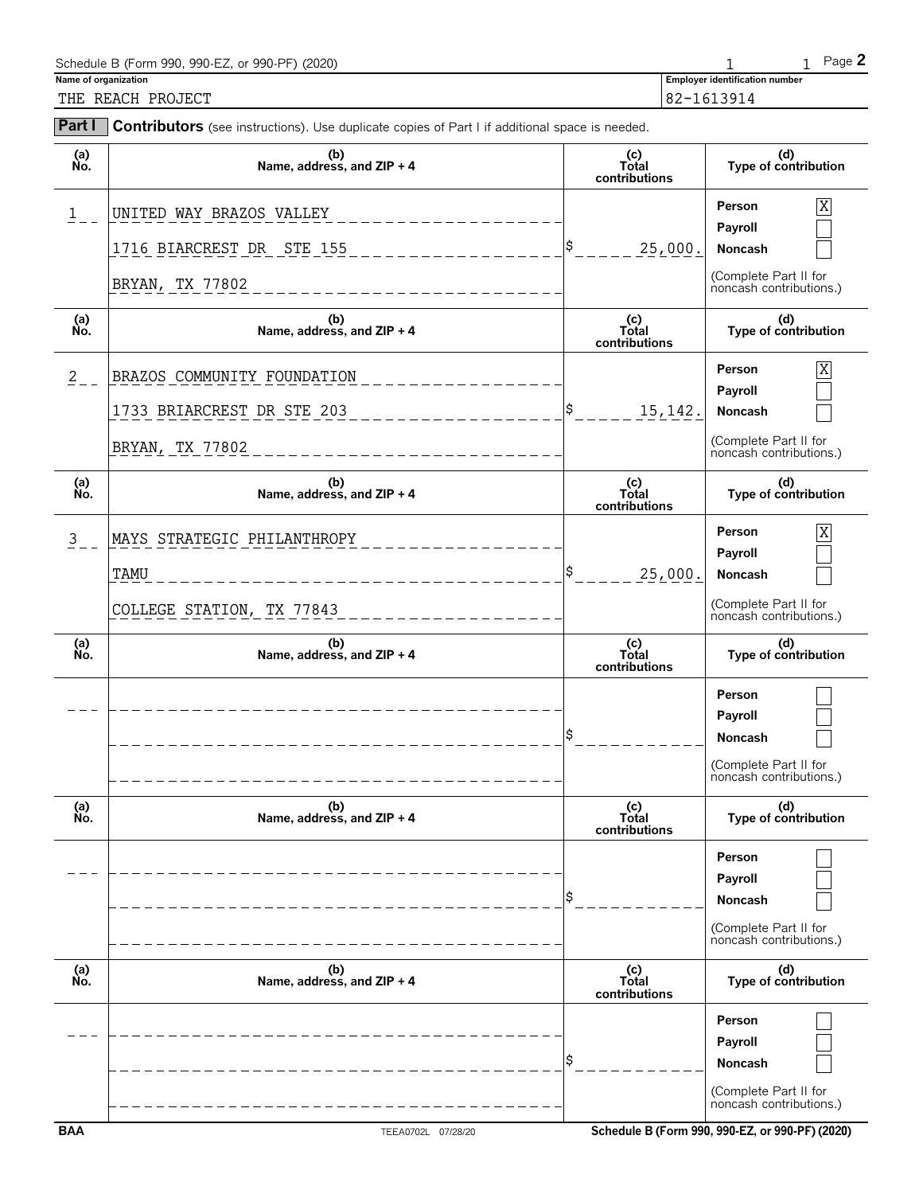Schedule B (Form 990, 990-EZ, or 990-PF) (2020) Page **2**

**Name of organization**
THE REACH PROJECT

**Employer identification number**
82-1613914

**Part I** **Contributors** (see instructions). Use duplicate copies of Part I if additional space is needed.

| (a) No. | (b) Name, address, and ZIP + 4 | (c) Total contributions | (d) Type of contribution |
|---|---|---|---|
| 1 | UNITED WAY BRAZOS VALLEY<br>1716 BIARCREST DR STE 155<br>BRYAN, TX 77802 | $ 25,000. | Person [X]<br>Payroll [ ]<br>Noncash [ ]<br>(Complete Part II for noncash contributions.) |
| 2 | BRAZOS COMMUNITY FOUNDATION<br>1733 BRIARCREST DR STE 203<br>BRYAN, TX 77802 | $ 15,142. | Person [X]<br>Payroll [ ]<br>Noncash [ ]<br>(Complete Part II for noncash contributions.) |
| 3 | MAYS STRATEGIC PHILANTHROPY<br>TAMU<br>COLLEGE STATION, TX 77843 | $ 25,000. | Person [X]<br>Payroll [ ]<br>Noncash [ ]<br>(Complete Part II for noncash contributions.) |
| | | $ | Person [ ]<br>Payroll [ ]<br>Noncash [ ]<br>(Complete Part II for noncash contributions.) |
| | | $ | Person [ ]<br>Payroll [ ]<br>Noncash [ ]<br>(Complete Part II for noncash contributions.) |
| | | $ | Person [ ]<br>Payroll [ ]<br>Noncash [ ]<br>(Complete Part II for noncash contributions.) |

BAA TEEA0702L 07/28/20 Schedule B (Form 990, 990-EZ, or 990-PF) (2020)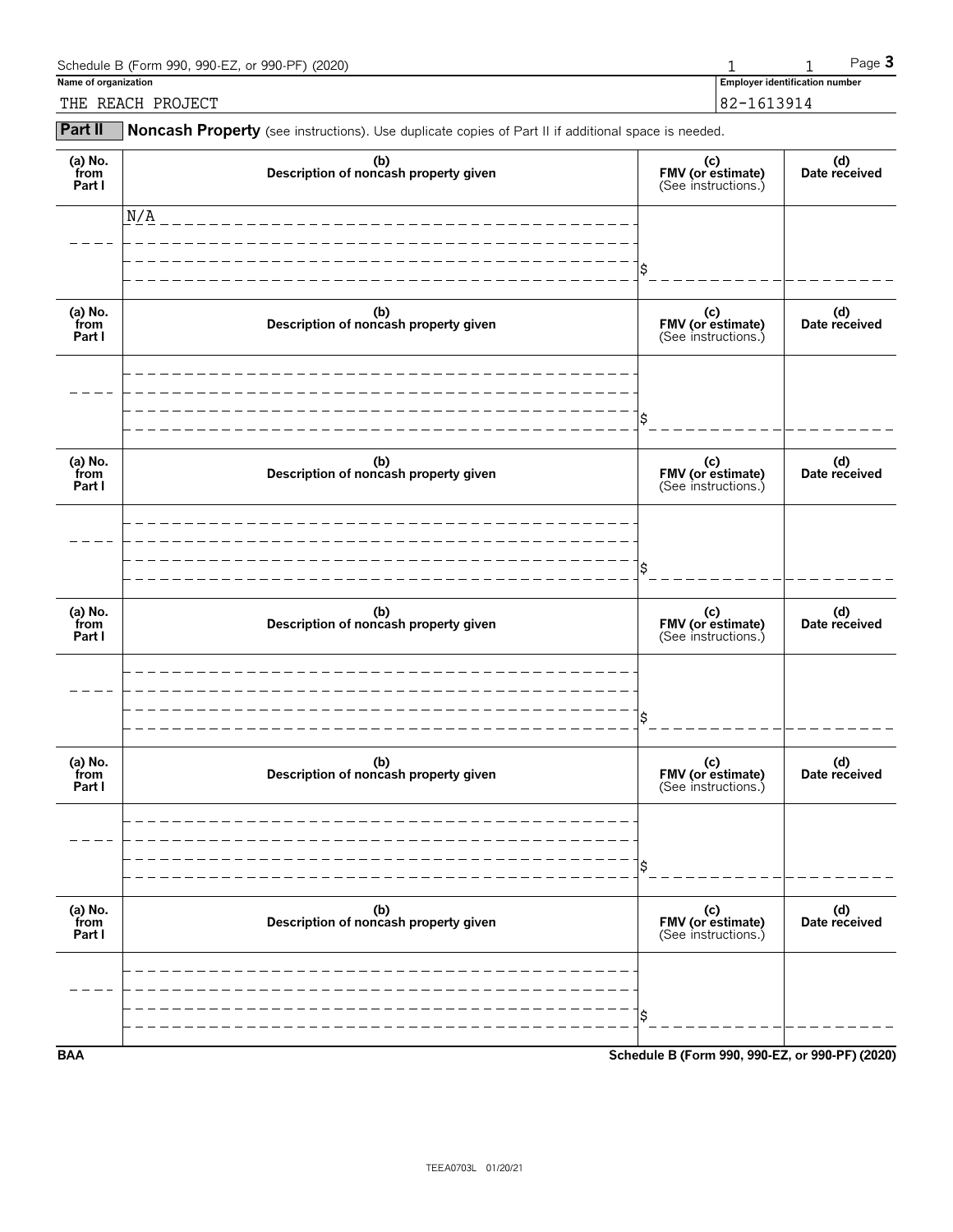Name of organization: THE REACH PROJECT

Employer identification number: 82-1613914

**Part II** **Noncash Property** (see instructions). Use duplicate copies of Part II if additional space is needed.

| (a) No. from Part I | (b) Description of noncash property given | (c) FMV (or estimate) (See instructions.) | (d) Date received |
|---|---|---|---|
| | N/A | $ | |

| (a) No. from Part I | (b) Description of noncash property given | (c) FMV (or estimate) (See instructions.) | (d) Date received |
|---|---|---|---|
| | | $ | |

| (a) No. from Part I | (b) Description of noncash property given | (c) FMV (or estimate) (See instructions.) | (d) Date received |
|---|---|---|---|
| | | $ | |

| (a) No. from Part I | (b) Description of noncash property given | (c) FMV (or estimate) (See instructions.) | (d) Date received |
|---|---|---|---|
| | | $ | |

| (a) No. from Part I | (b) Description of noncash property given | (c) FMV (or estimate) (See instructions.) | (d) Date received |
|---|---|---|---|
| | | $ | |

| (a) No. from Part I | (b) Description of noncash property given | (c) FMV (or estimate) (See instructions.) | (d) Date received |
|---|---|---|---|
| | | $ | |

BAA

Schedule B (Form 990, 990-EZ, or 990-PF) (2020)

TEEA0703L 01/20/21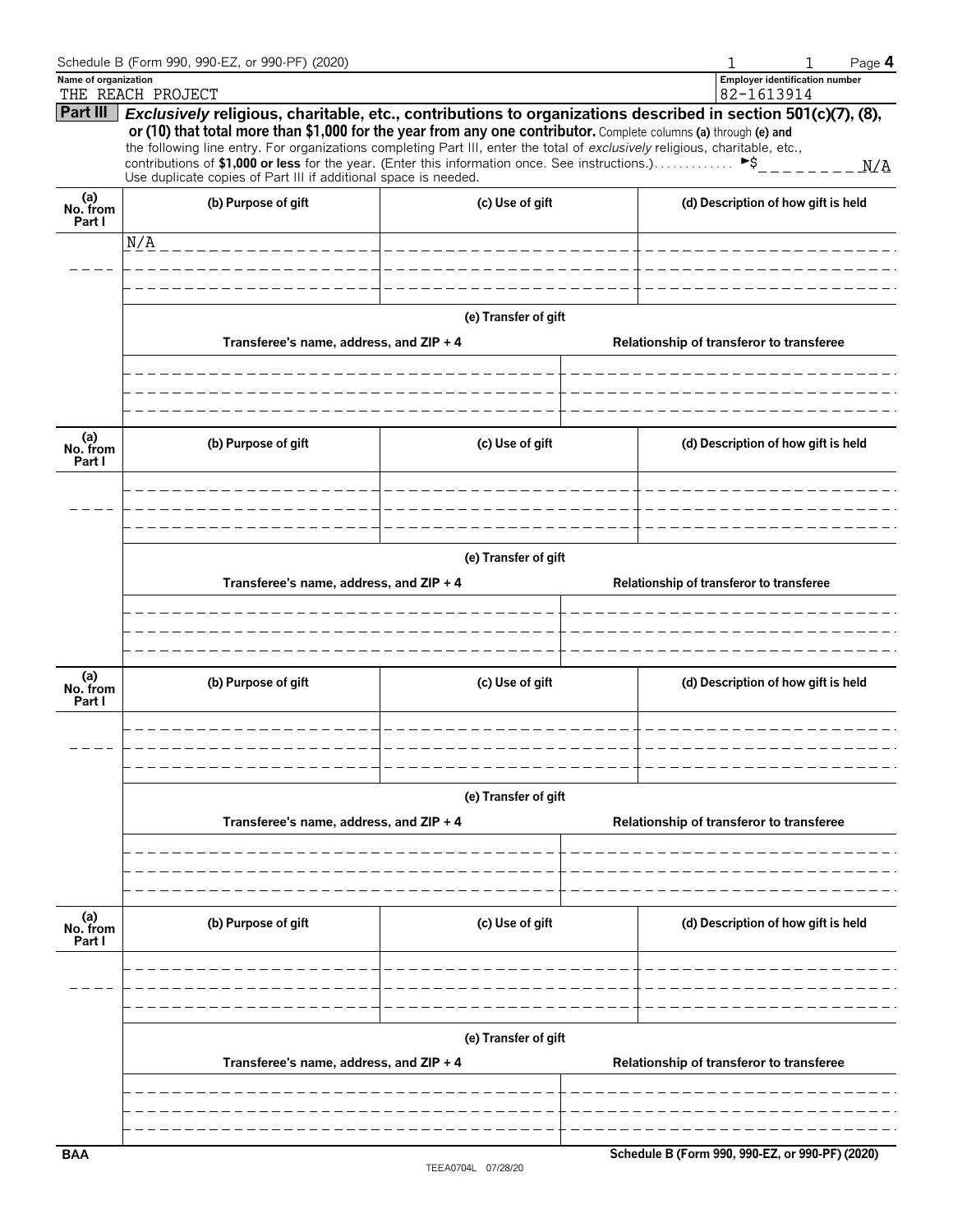Schedule B (Form 990, 990-EZ, or 990-PF) (2020) Page **4**

**Name of organization**
THE REACH PROJECT

**Employer identification number**
82-1613914

**Part III** ***Exclusively* religious, charitable, etc., contributions to organizations described in section 501(c)(7), (8), or (10) that total more than $1,000 for the year from any one contributor.** Complete columns **(a)** through **(e)** and the following line entry. For organizations completing Part III, enter the total of *exclusively* religious, charitable, etc., contributions of **$1,000 or less** for the year. (Enter this information once. See instructions.) . . . . . . . . . . . . ►$ N/A

Use duplicate copies of Part III if additional space is needed.

| (a) No. from Part I | (b) Purpose of gift | (c) Use of gift | (d) Description of how gift is held |
|---|---|---|---|
| | N/A | | |

**(e) Transfer of gift**

| Transferee's name, address, and ZIP + 4 | Relationship of transferor to transferee |
|---|---|
| | |

| (a) No. from Part I | (b) Purpose of gift | (c) Use of gift | (d) Description of how gift is held |
|---|---|---|---|
| | | | |

**(e) Transfer of gift**

| Transferee's name, address, and ZIP + 4 | Relationship of transferor to transferee |
|---|---|
| | |

| (a) No. from Part I | (b) Purpose of gift | (c) Use of gift | (d) Description of how gift is held |
|---|---|---|---|
| | | | |

**(e) Transfer of gift**

| Transferee's name, address, and ZIP + 4 | Relationship of transferor to transferee |
|---|---|
| | |

| (a) No. from Part I | (b) Purpose of gift | (c) Use of gift | (d) Description of how gift is held |
|---|---|---|---|
| | | | |

**(e) Transfer of gift**

| Transferee's name, address, and ZIP + 4 | Relationship of transferor to transferee |
|---|---|
| | |

BAA TEEA0704L 07/28/20 **Schedule B (Form 990, 990-EZ, or 990-PF) (2020)**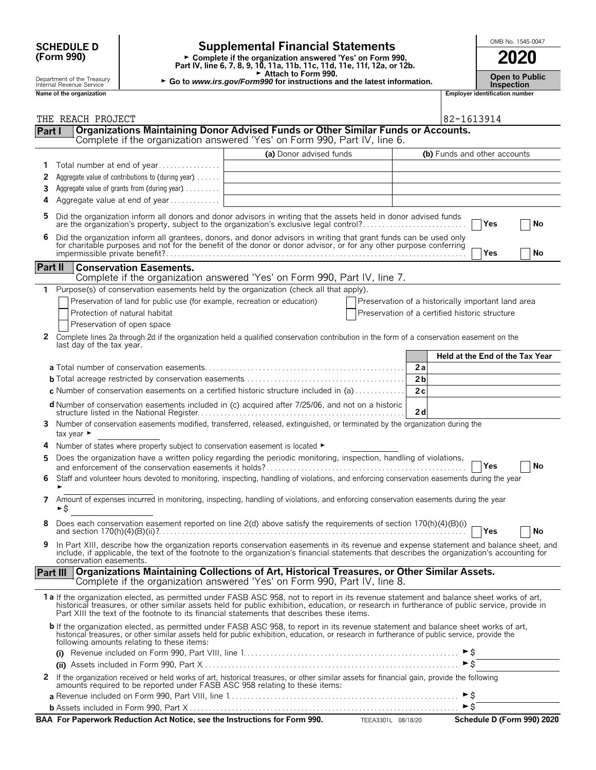**SCHEDULE D (Form 990)**

Department of the Treasury Internal Revenue Service

# Supplemental Financial Statements

► Complete if the organization answered 'Yes' on Form 990, Part IV, line 6, 7, 8, 9, 10, 11a, 11b, 11c, 11d, 11e, 11f, 12a, or 12b.

► Attach to Form 990.

► Go to www.irs.gov/Form990 for instructions and the latest information.

OMB No. 1545-0047

**2020**

**Open to Public Inspection**

| Name of the organization | Employer identification number |
|---|---|
| THE REACH PROJECT | 82-1613914 |

## Part I Organizations Maintaining Donor Advised Funds or Other Similar Funds or Accounts.

Complete if the organization answered 'Yes' on Form 990, Part IV, line 6.

| | | (a) Donor advised funds | (b) Funds and other accounts |
|---|---|---|---|
| 1 | Total number at end of year | | |
| 2 | Aggregate value of contributions to (during year) | | |
| 3 | Aggregate value of grants from (during year) | | |
| 4 | Aggregate value at end of year | | |

5 Did the organization inform all donors and donor advisors in writing that the assets held in donor advised funds are the organization's property, subject to the organization's exclusive legal control? ☐ Yes ☐ No

6 Did the organization inform all grantees, donors, and donor advisors in writing that grant funds can be used only for charitable purposes and not for the benefit of the donor or donor advisor, or for any other purpose conferring impermissible private benefit? ☐ Yes ☐ No

## Part II Conservation Easements.

Complete if the organization answered 'Yes' on Form 990, Part IV, line 7.

1 Purpose(s) of conservation easements held by the organization (check all that apply).

- ☐ Preservation of land for public use (for example, recreation or education)
- ☐ Protection of natural habitat
- ☐ Preservation of open space
- ☐ Preservation of a historically important land area
- ☐ Preservation of a certified historic structure

2 Complete lines 2a through 2d if the organization held a qualified conservation contribution in the form of a conservation easement on the last day of the tax year.

| | | | Held at the End of the Tax Year |
|---|---|---|---|
| a | Total number of conservation easements | 2a | |
| b | Total acreage restricted by conservation easements | 2b | |
| c | Number of conservation easements on a certified historic structure included in (a) | 2c | |
| d | Number of conservation easements included in (c) acquired after 7/25/06, and not on a historic structure listed in the National Register | 2d | |

3 Number of conservation easements modified, transferred, released, extinguished, or terminated by the organization during the tax year ►

4 Number of states where property subject to conservation easement is located ►

5 Does the organization have a written policy regarding the periodic monitoring, inspection, handling of violations, and enforcement of the conservation easements it holds? ☐ Yes ☐ No

6 Staff and volunteer hours devoted to monitoring, inspecting, handling of violations, and enforcing conservation easements during the year ►

7 Amount of expenses incurred in monitoring, inspecting, handling of violations, and enforcing conservation easements during the year ►$

8 Does each conservation easement reported on line 2(d) above satisfy the requirements of section 170(h)(4)(B)(i) and section 170(h)(4)(B)(ii)? ☐ Yes ☐ No

9 In Part XIII, describe how the organization reports conservation easements in its revenue and expense statement and balance sheet, and include, if applicable, the text of the footnote to the organization's financial statements that describes the organization's accounting for conservation easements.

## Part III Organizations Maintaining Collections of Art, Historical Treasures, or Other Similar Assets.

Complete if the organization answered 'Yes' on Form 990, Part IV, line 8.

1a If the organization elected, as permitted under FASB ASC 958, not to report in its revenue statement and balance sheet works of art, historical treasures, or other similar assets held for public exhibition, education, or research in furtherance of public service, provide in Part XIII the text of the footnote to its financial statements that describes these items.

b If the organization elected, as permitted under FASB ASC 958, to report in its revenue statement and balance sheet works of art, historical treasures, or other similar assets held for public exhibition, education, or research in furtherance of public service, provide the following amounts relating to these items:

(i) Revenue included on Form 990, Part VIII, line 1 ►$

(ii) Assets included in Form 990, Part X ►$

2 If the organization received or held works of art, historical treasures, or other similar assets for financial gain, provide the following amounts required to be reported under FASB ASC 958 relating to these items:

a Revenue included on Form 990, Part VIII, line 1 ►$

b Assets included in Form 990, Part X ►$

**BAA For Paperwork Reduction Act Notice, see the Instructions for Form 990.** TEEA3301L 08/18/20 **Schedule D (Form 990) 2020**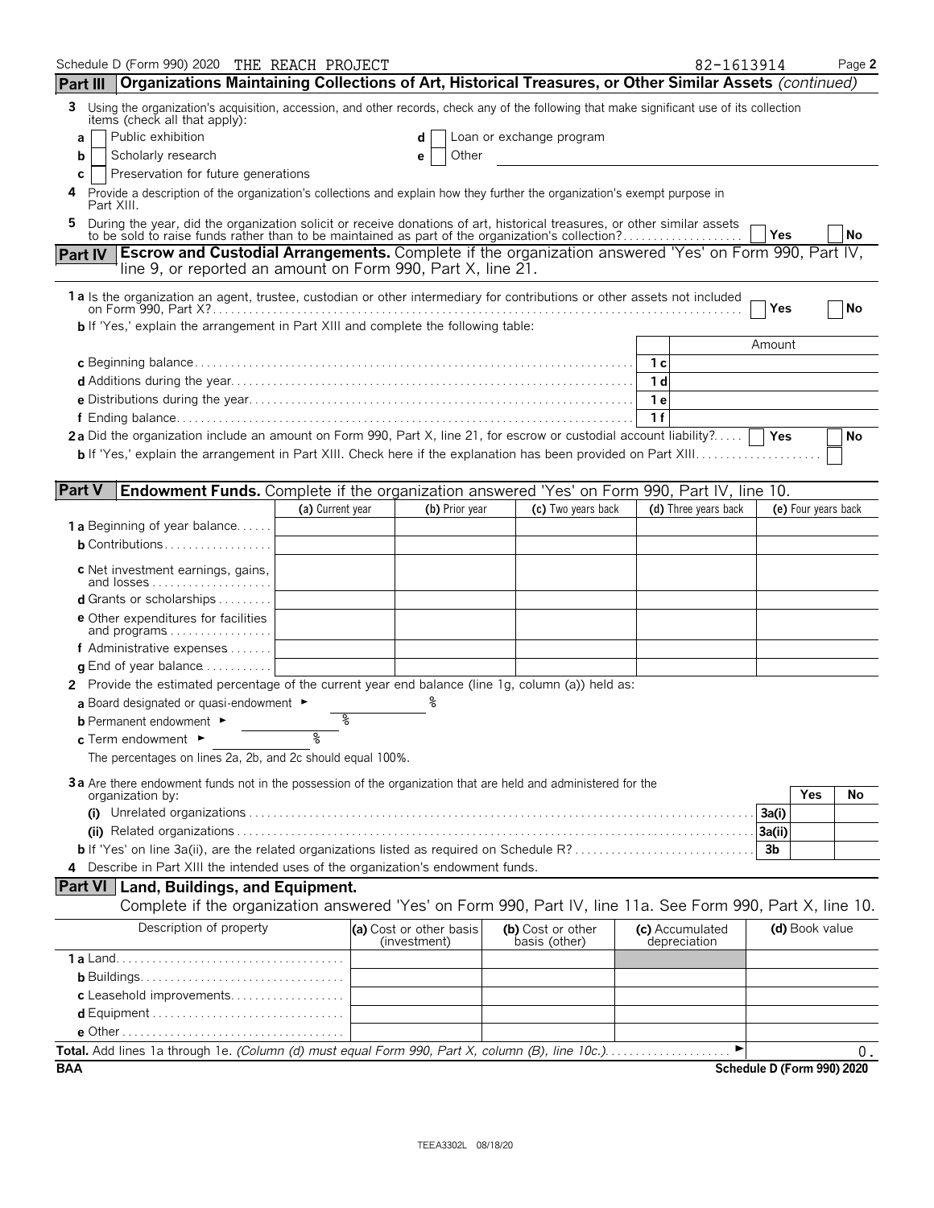Schedule D (Form 990) 2020 THE REACH PROJECT 82-1613914 Page 2

## Part III Organizations Maintaining Collections of Art, Historical Treasures, or Other Similar Assets *(continued)*

**3** Using the organization's acquisition, accession, and other records, check any of the following that make significant use of its collection items (check all that apply):

- **a** ☐ Public exhibition
- **b** ☐ Scholarly research
- **c** ☐ Preservation for future generations
- **d** ☐ Loan or exchange program
- **e** ☐ Other

**4** Provide a description of the organization's collections and explain how they further the organization's exempt purpose in Part XIII.

**5** During the year, did the organization solicit or receive donations of art, historical treasures, or other similar assets to be sold to raise funds rather than to be maintained as part of the organization's collection? ☐ Yes ☐ No

## Part IV Escrow and Custodial Arrangements. Complete if the organization answered 'Yes' on Form 990, Part IV, line 9, or reported an amount on Form 990, Part X, line 21.

**1a** Is the organization an agent, trustee, custodian or other intermediary for contributions or other assets not included on Form 990, Part X? ☐ Yes ☐ No

**b** If 'Yes,' explain the arrangement in Part XIII and complete the following table:

| | | Amount |
|---|---|---|
| **c** Beginning balance | 1c | |
| **d** Additions during the year | 1d | |
| **e** Distributions during the year | 1e | |
| **f** Ending balance | 1f | |

**2a** Did the organization include an amount on Form 990, Part X, line 21, for escrow or custodial account liability? ☐ Yes ☐ No

**b** If 'Yes,' explain the arrangement in Part XIII. Check here if the explanation has been provided on Part XIII ☐

## Part V Endowment Funds. Complete if the organization answered 'Yes' on Form 990, Part IV, line 10.

| | (a) Current year | (b) Prior year | (c) Two years back | (d) Three years back | (e) Four years back |
|---|---|---|---|---|---|
| **1a** Beginning of year balance | | | | | |
| **b** Contributions | | | | | |
| **c** Net investment earnings, gains, and losses | | | | | |
| **d** Grants or scholarships | | | | | |
| **e** Other expenditures for facilities and programs | | | | | |
| **f** Administrative expenses | | | | | |
| **g** End of year balance | | | | | |

**2** Provide the estimated percentage of the current year end balance (line 1g, column (a)) held as:

**a** Board designated or quasi-endowment ► %

**b** Permanent endowment ► %

**c** Term endowment ► %

The percentages on lines 2a, 2b, and 2c should equal 100%.

**3a** Are there endowment funds not in the possession of the organization that are held and administered for the organization by:

| | | Yes | No |
|---|---|---|---|
| **(i)** Unrelated organizations | 3a(i) | | |
| **(ii)** Related organizations | 3a(ii) | | |
| **b** If 'Yes' on line 3a(ii), are the related organizations listed as required on Schedule R? | 3b | | |

**4** Describe in Part XIII the intended uses of the organization's endowment funds.

## Part VI Land, Buildings, and Equipment.

Complete if the organization answered 'Yes' on Form 990, Part IV, line 11a. See Form 990, Part X, line 10.

| Description of property | (a) Cost or other basis (investment) | (b) Cost or other basis (other) | (c) Accumulated depreciation | (d) Book value |
|---|---|---|---|---|
| **1a** Land | | | | |
| **b** Buildings | | | | |
| **c** Leasehold improvements | | | | |
| **d** Equipment | | | | |
| **e** Other | | | | |
| **Total.** Add lines 1a through 1e. *(Column (d) must equal Form 990, Part X, column (B), line 10c.)* ► | | | | 0. |

BAA Schedule D (Form 990) 2020

TEEA3302L 08/18/20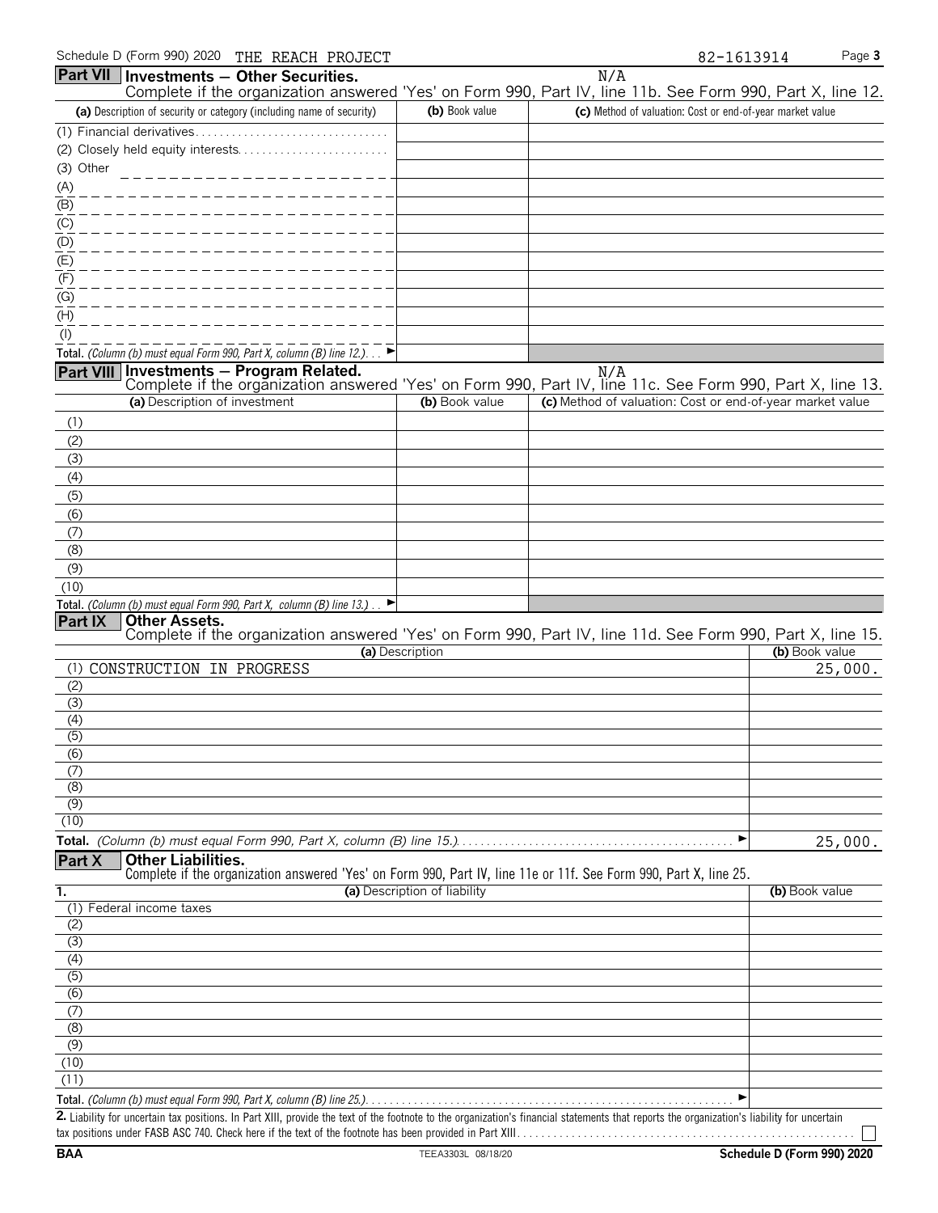Schedule D (Form 990) 2020 THE REACH PROJECT 82-1613914 Page 3

## Part VII Investments — Other Securities.

N/A

Complete if the organization answered 'Yes' on Form 990, Part IV, line 11b. See Form 990, Part X, line 12.

| (a) Description of security or category (including name of security) | (b) Book value | (c) Method of valuation: Cost or end-of-year market value |
|---|---|---|
| (1) Financial derivatives | | |
| (2) Closely held equity interests | | |
| (3) Other | | |
| (A) | | |
| (B) | | |
| (C) | | |
| (D) | | |
| (E) | | |
| (F) | | |
| (G) | | |
| (H) | | |
| (I) | | |
| **Total.** *(Column (b) must equal Form 990, Part X, column (B) line 12.)* ► | | |

## Part VIII Investments — Program Related.

N/A

Complete if the organization answered 'Yes' on Form 990, Part IV, line 11c. See Form 990, Part X, line 13.

| (a) Description of investment | (b) Book value | (c) Method of valuation: Cost or end-of-year market value |
|---|---|---|
| (1) | | |
| (2) | | |
| (3) | | |
| (4) | | |
| (5) | | |
| (6) | | |
| (7) | | |
| (8) | | |
| (9) | | |
| (10) | | |
| **Total.** *(Column (b) must equal Form 990, Part X, column (B) line 13.)* ► | | |

## Part IX Other Assets.

Complete if the organization answered 'Yes' on Form 990, Part IV, line 11d. See Form 990, Part X, line 15.

| (a) Description | (b) Book value |
|---|---|
| (1) CONSTRUCTION IN PROGRESS | 25,000. |
| (2) | |
| (3) | |
| (4) | |
| (5) | |
| (6) | |
| (7) | |
| (8) | |
| (9) | |
| (10) | |
| **Total.** *(Column (b) must equal Form 990, Part X, column (B) line 15.)* ► | 25,000. |

## Part X Other Liabilities.

Complete if the organization answered 'Yes' on Form 990, Part IV, line 11e or 11f. See Form 990, Part X, line 25.

| 1. (a) Description of liability | (b) Book value |
|---|---|
| (1) Federal income taxes | |
| (2) | |
| (3) | |
| (4) | |
| (5) | |
| (6) | |
| (7) | |
| (8) | |
| (9) | |
| (10) | |
| (11) | |
| **Total.** *(Column (b) must equal Form 990, Part X, column (B) line 25.)* ► | |

**2.** Liability for uncertain tax positions. In Part XIII, provide the text of the footnote to the organization's financial statements that reports the organization's liability for uncertain tax positions under FASB ASC 740. Check here if the text of the footnote has been provided in Part XIII ☐

BAA TEEA3303L 08/18/20 Schedule D (Form 990) 2020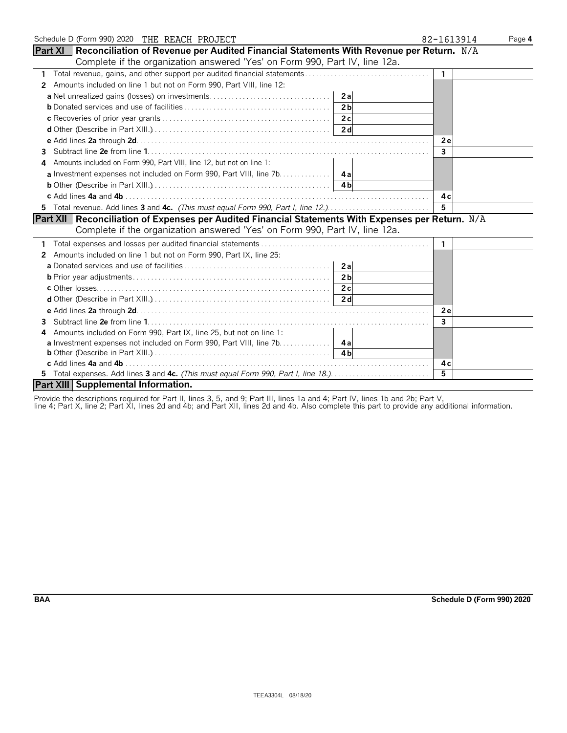Schedule D (Form 990) 2020 THE REACH PROJECT 82-1613914

## Part XI Reconciliation of Revenue per Audited Financial Statements With Revenue per Return. N/A

Complete if the organization answered 'Yes' on Form 990, Part IV, line 12a.

| | | | | |
|---|---|---|---|---|
| 1 | Total revenue, gains, and other support per audited financial statements | | 1 | |
| 2 | Amounts included on line 1 but not on Form 990, Part VIII, line 12: | | | |
| | **a** Net unrealized gains (losses) on investments | 2a | | |
| | **b** Donated services and use of facilities | 2b | | |
| | **c** Recoveries of prior year grants | 2c | | |
| | **d** Other (Describe in Part XIII.) | 2d | | |
| | **e** Add lines **2a** through **2d** | | 2e | |
| 3 | Subtract line **2e** from line **1** | | 3 | |
| 4 | Amounts included on Form 990, Part VIII, line 12, but not on line 1: | | | |
| | **a** Investment expenses not included on Form 990, Part VIII, line 7b | 4a | | |
| | **b** Other (Describe in Part XIII.) | 4b | | |
| | **c** Add lines **4a** and **4b** | | 4c | |
| 5 | Total revenue. Add lines **3** and **4c.** *(This must equal Form 990, Part I, line 12.)* | | 5 | |

## Part XII Reconciliation of Expenses per Audited Financial Statements With Expenses per Return. N/A

Complete if the organization answered 'Yes' on Form 990, Part IV, line 12a.

| | | | | |
|---|---|---|---|---|
| 1 | Total expenses and losses per audited financial statements | | 1 | |
| 2 | Amounts included on line 1 but not on Form 990, Part IX, line 25: | | | |
| | **a** Donated services and use of facilities | 2a | | |
| | **b** Prior year adjustments | 2b | | |
| | **c** Other losses | 2c | | |
| | **d** Other (Describe in Part XIII.) | 2d | | |
| | **e** Add lines **2a** through **2d** | | 2e | |
| 3 | Subtract line **2e** from line **1** | | 3 | |
| 4 | Amounts included on Form 990, Part IX, line 25, but not on line 1: | | | |
| | **a** Investment expenses not included on Form 990, Part VIII, line 7b | 4a | | |
| | **b** Other (Describe in Part XIII.) | 4b | | |
| | **c** Add lines **4a** and **4b** | | 4c | |
| 5 | Total expenses. Add lines **3** and **4c.** *(This must equal Form 990, Part I, line 18.)* | | 5 | |

## Part XIII Supplemental Information.

Provide the descriptions required for Part II, lines 3, 5, and 9; Part III, lines 1a and 4; Part IV, lines 1b and 2b; Part V, line 4; Part X, line 2; Part XI, lines 2d and 4b; and Part XII, lines 2d and 4b. Also complete this part to provide any additional information.

BAA Schedule D (Form 990) 2020

TEEA3304L 08/18/20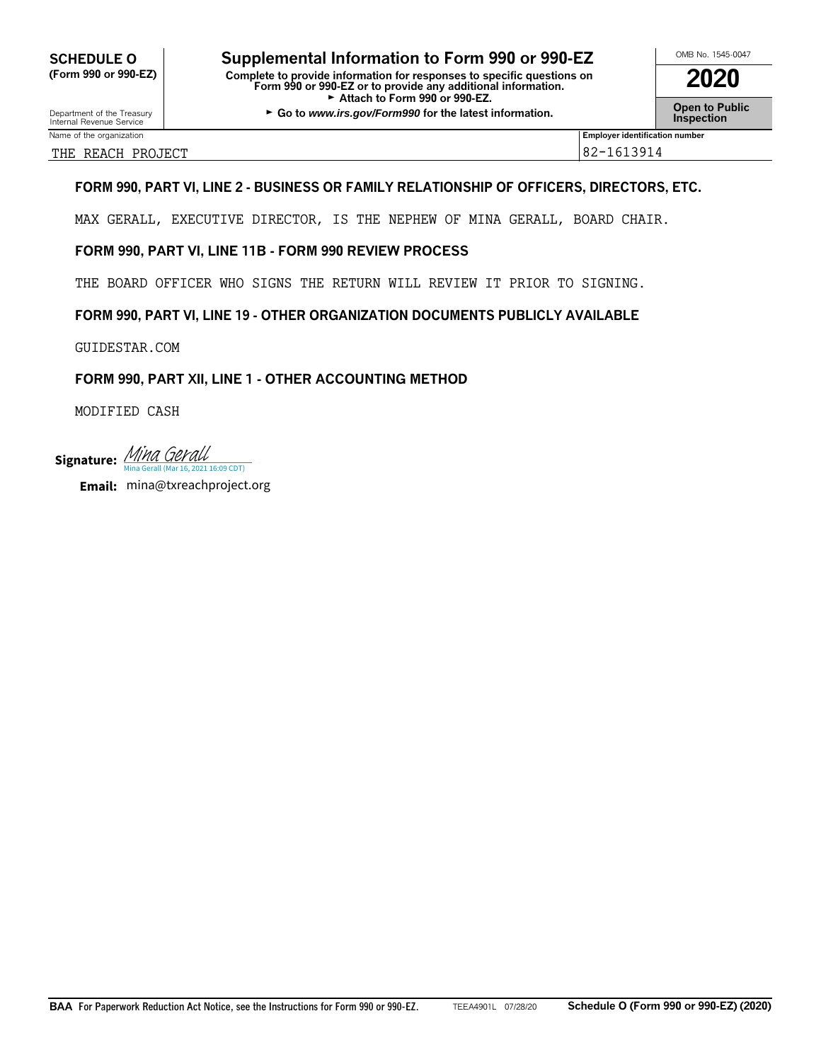**SCHEDULE O (Form 990 or 990-EZ)**

Department of the Treasury
Internal Revenue Service

# Supplemental Information to Form 990 or 990-EZ

**Complete to provide information for responses to specific questions on Form 990 or 990-EZ or to provide any additional information.**
**► Attach to Form 990 or 990-EZ.**
**► Go to *www.irs.gov/Form990* for the latest information.**

OMB No. 1545-0047

**2020**

**Open to Public Inspection**

| Name of the organization | Employer identification number |
|---|---|
| THE REACH PROJECT | 82-1613914 |

**FORM 990, PART VI, LINE 2 - BUSINESS OR FAMILY RELATIONSHIP OF OFFICERS, DIRECTORS, ETC.**

MAX GERALL, EXECUTIVE DIRECTOR, IS THE NEPHEW OF MINA GERALL, BOARD CHAIR.

**FORM 990, PART VI, LINE 11B - FORM 990 REVIEW PROCESS**

THE BOARD OFFICER WHO SIGNS THE RETURN WILL REVIEW IT PRIOR TO SIGNING.

**FORM 990, PART VI, LINE 19 - OTHER ORGANIZATION DOCUMENTS PUBLICLY AVAILABLE**

GUIDESTAR.COM

**FORM 990, PART XII, LINE 1 - OTHER ACCOUNTING METHOD**

MODIFIED CASH

**Signature:** *Mina Gerall*
Mina Gerall (Mar 16, 2021 16:09 CDT)

**Email:** mina@txreachproject.org

**BAA For Paperwork Reduction Act Notice, see the Instructions for Form 990 or 990-EZ.** TEEA4901L 07/28/20 **Schedule O (Form 990 or 990-EZ) (2020)**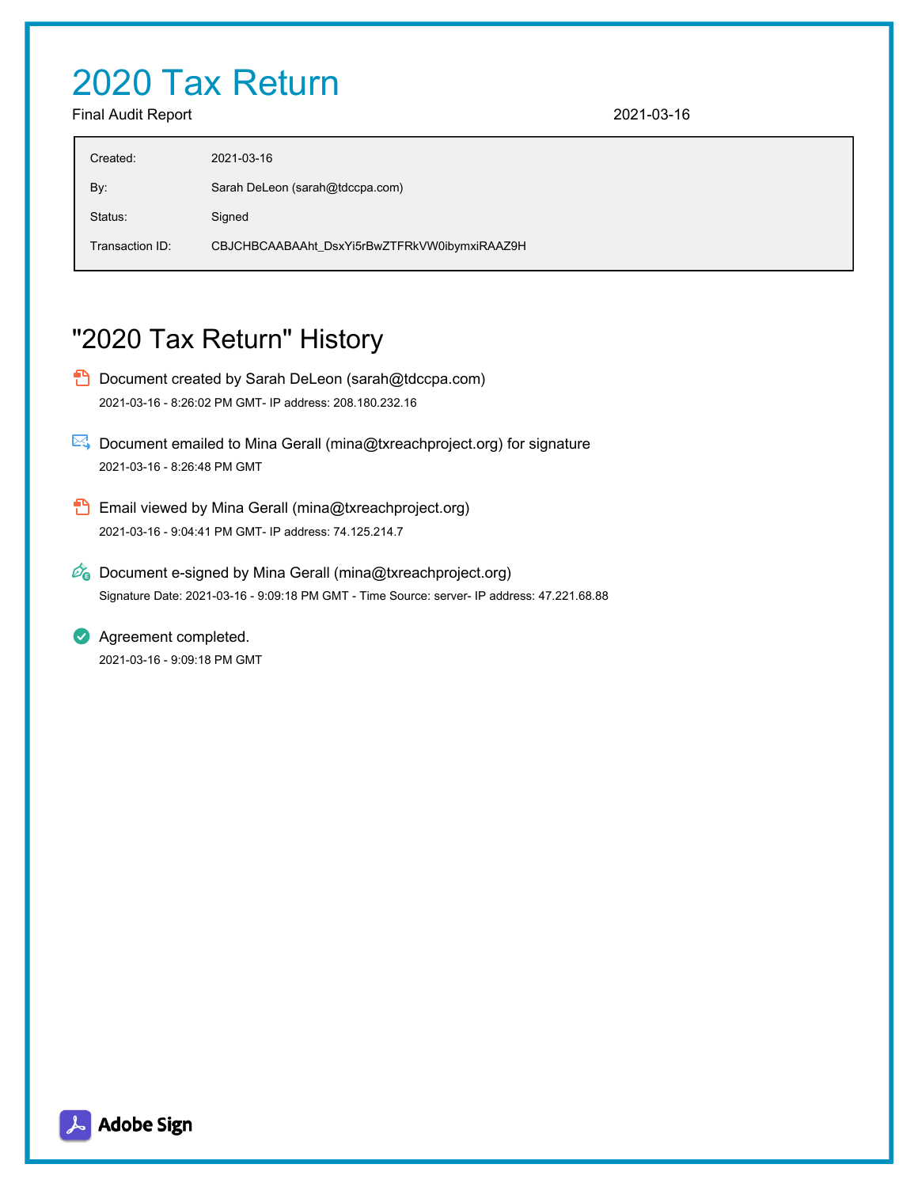# 2020 Tax Return

Final Audit Report 2021-03-16

| | |
|---|---|
| Created: | 2021-03-16 |
| By: | Sarah DeLeon (sarah@tdccpa.com) |
| Status: | Signed |
| Transaction ID: | CBJCHBCAABAAht_DsxYi5rBwZTFRkVW0ibymxiRAAZ9H |

## "2020 Tax Return" History

Document created by Sarah DeLeon (sarah@tdccpa.com)
2021-03-16 - 8:26:02 PM GMT- IP address: 208.180.232.16

Document emailed to Mina Gerall (mina@txreachproject.org) for signature
2021-03-16 - 8:26:48 PM GMT

Email viewed by Mina Gerall (mina@txreachproject.org)
2021-03-16 - 9:04:41 PM GMT- IP address: 74.125.214.7

Document e-signed by Mina Gerall (mina@txreachproject.org)
Signature Date: 2021-03-16 - 9:09:18 PM GMT - Time Source: server- IP address: 47.221.68.88

Agreement completed.
2021-03-16 - 9:09:18 PM GMT

Adobe Sign